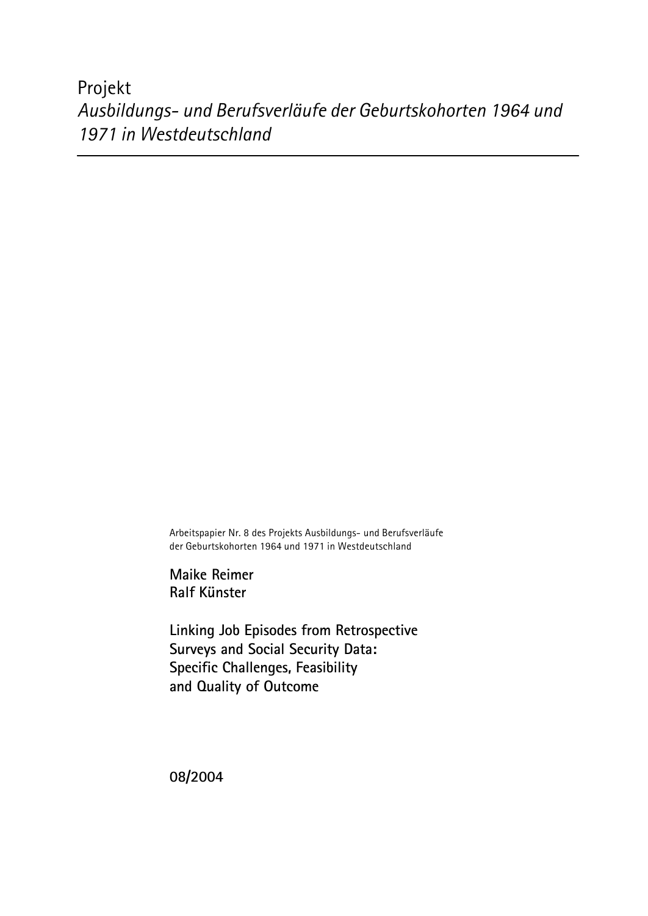Projekt
*Ausbildungs- und Berufsverläufe der Geburtskohorten 1964 und 1971 in Westdeutschland*

---

Arbeitspapier Nr. 8 des Projekts Ausbildungs- und Berufsverläufe der Geburtskohorten 1964 und 1971 in Westdeutschland

**Maike Reimer**
**Ralf Künster**

**Linking Job Episodes from Retrospective Surveys and Social Security Data: Specific Challenges, Feasibility and Quality of Outcome**

**08/2004**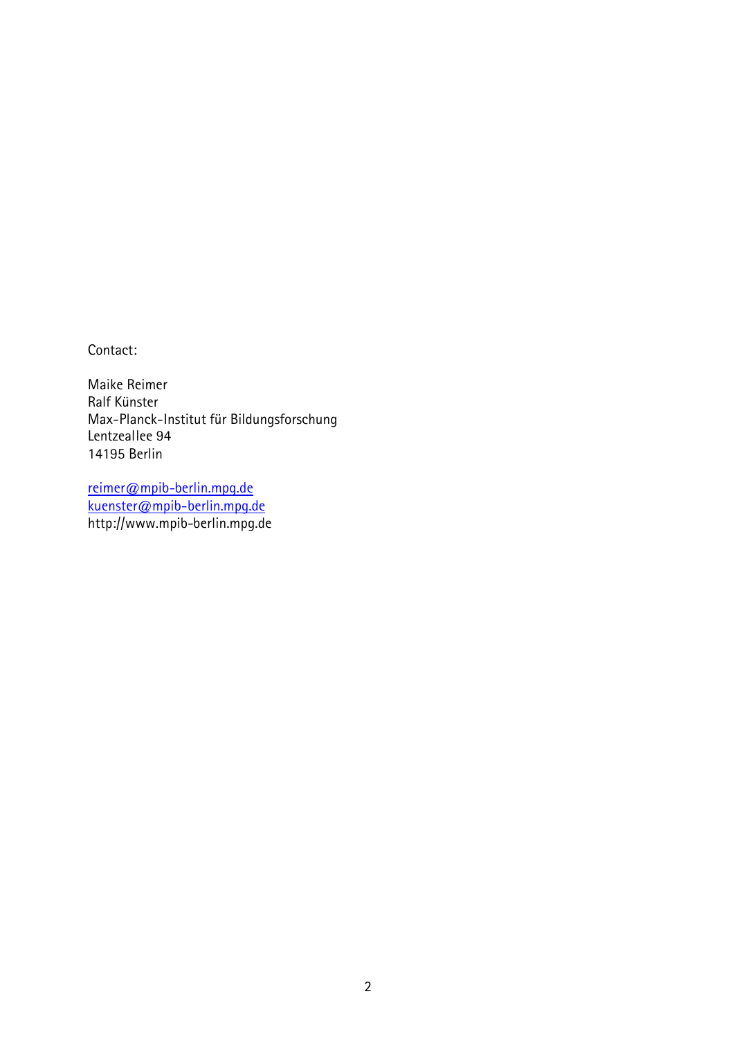Contact:

Maike Reimer
Ralf Künster
Max-Planck-Institut für Bildungsforschung
Lentzeallee 94
14195 Berlin

reimer@mpib-berlin.mpg.de
kuenster@mpib-berlin.mpg.de
http://www.mpib-berlin.mpg.de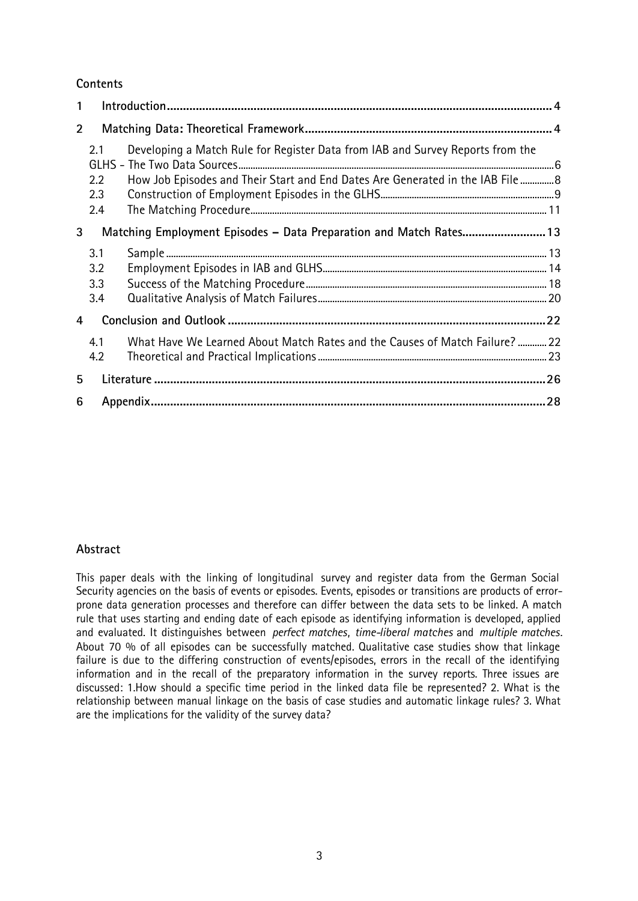**Contents**

1 Introduction ........................................................................................................ 4

2 Matching Data: Theoretical Framework ............................................................ 4

- 2.1 Developing a Match Rule for Register Data from IAB and Survey Reports from the GLHS - The Two Data Sources .......................................................................... 6
- 2.2 How Job Episodes and Their Start and End Dates Are Generated in the IAB File .............. 8
- 2.3 Construction of Employment Episodes in the GLHS ........................................................ 9
- 2.4 The Matching Procedure .............................................................................................. 11

3 Matching Employment Episodes – Data Preparation and Match Rates .......................... 13

- 3.1 Sample ...................................................................................................................... 13
- 3.2 Employment Episodes in IAB and GLHS ...................................................................... 14
- 3.3 Success of the Matching Procedure ............................................................................... 18
- 3.4 Qualitative Analysis of Match Failures .......................................................................... 20

4 Conclusion and Outlook .............................................................................................. 22

- 4.1 What Have We Learned About Match Rates and the Causes of Match Failure? ............ 22
- 4.2 Theoretical and Practical Implications ......................................................................... 23

5 Literature ...................................................................................................................... 26

6 Appendix ....................................................................................................................... 28

**Abstract**

This paper deals with the linking of longitudinal survey and register data from the German Social Security agencies on the basis of events or episodes. Events, episodes or transitions are products of error-prone data generation processes and therefore can differ between the data sets to be linked. A match rule that uses starting and ending date of each episode as identifying information is developed, applied and evaluated. It distinguishes between *perfect matches*, *time-liberal matches* and *multiple matches*. About 70 % of all episodes can be successfully matched. Qualitative case studies show that linkage failure is due to the differing construction of events/episodes, errors in the recall of the identifying information and in the recall of the preparatory information in the survey reports. Three issues are discussed: 1.How should a specific time period in the linked data file be represented? 2. What is the relationship between manual linkage on the basis of case studies and automatic linkage rules? 3. What are the implications for the validity of the survey data?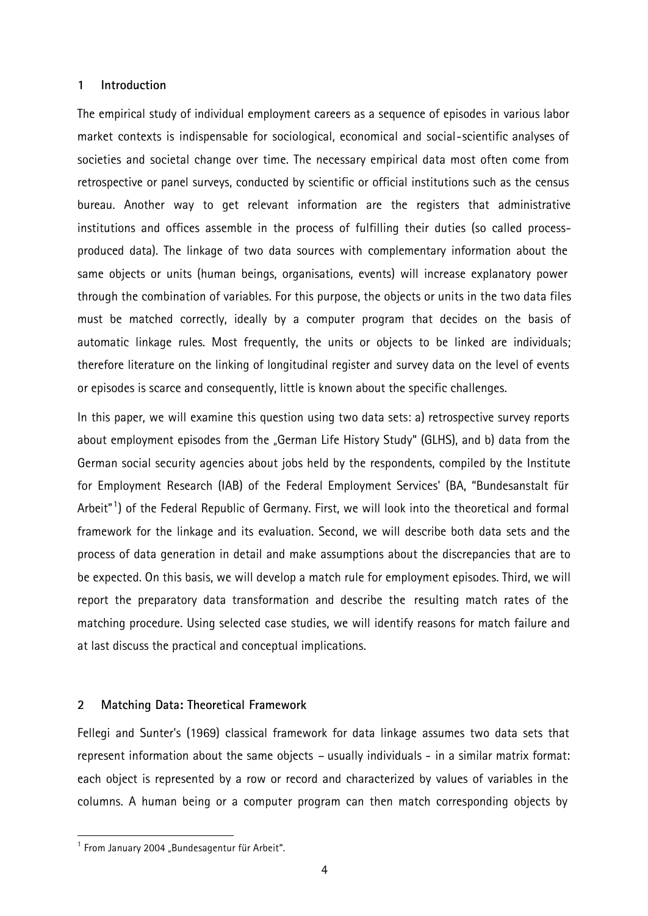## 1 Introduction

The empirical study of individual employment careers as a sequence of episodes in various labor market contexts is indispensable for sociological, economical and social-scientific analyses of societies and societal change over time. The necessary empirical data most often come from retrospective or panel surveys, conducted by scientific or official institutions such as the census bureau. Another way to get relevant information are the registers that administrative institutions and offices assemble in the process of fulfilling their duties (so called process-produced data). The linkage of two data sources with complementary information about the same objects or units (human beings, organisations, events) will increase explanatory power through the combination of variables. For this purpose, the objects or units in the two data files must be matched correctly, ideally by a computer program that decides on the basis of automatic linkage rules. Most frequently, the units or objects to be linked are individuals; therefore literature on the linking of longitudinal register and survey data on the level of events or episodes is scarce and consequently, little is known about the specific challenges.

In this paper, we will examine this question using two data sets: a) retrospective survey reports about employment episodes from the „German Life History Study" (GLHS), and b) data from the German social security agencies about jobs held by the respondents, compiled by the Institute for Employment Research (IAB) of the Federal Employment Services' (BA, "Bundesanstalt für Arbeit"[1]) of the Federal Republic of Germany. First, we will look into the theoretical and formal framework for the linkage and its evaluation. Second, we will describe both data sets and the process of data generation in detail and make assumptions about the discrepancies that are to be expected. On this basis, we will develop a match rule for employment episodes. Third, we will report the preparatory data transformation and describe the resulting match rates of the matching procedure. Using selected case studies, we will identify reasons for match failure and at last discuss the practical and conceptual implications.

## 2 Matching Data: Theoretical Framework

Fellegi and Sunter's (1969) classical framework for data linkage assumes two data sets that represent information about the same objects – usually individuals - in a similar matrix format: each object is represented by a row or record and characterized by values of variables in the columns. A human being or a computer program can then match corresponding objects by

[1] From January 2004 „Bundesagentur für Arbeit".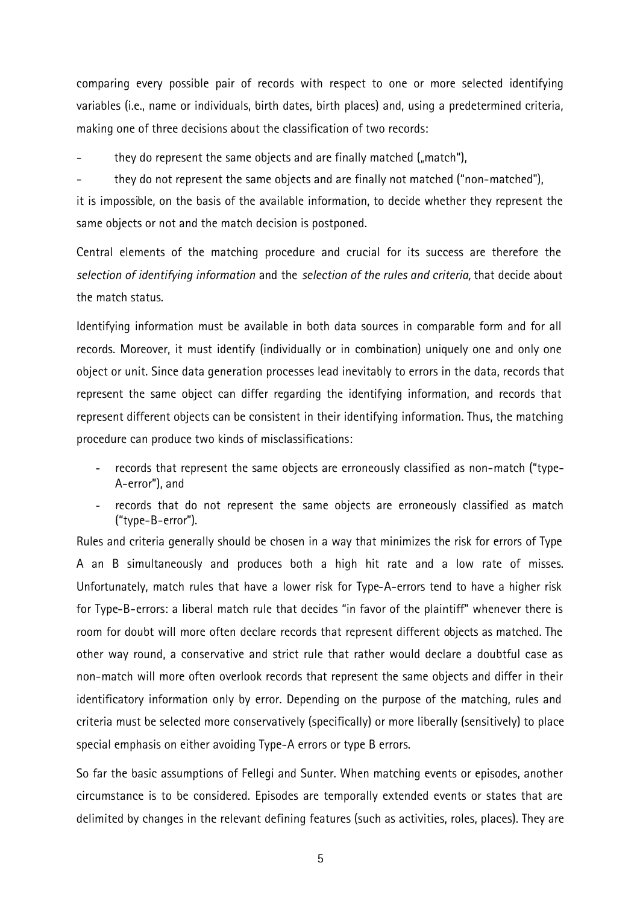comparing every possible pair of records with respect to one or more selected identifying variables (i.e., name or individuals, birth dates, birth places) and, using a predetermined criteria, making one of three decisions about the classification of two records:

- they do represent the same objects and are finally matched („match"),
- they do not represent the same objects and are finally not matched ("non-matched"),

it is impossible, on the basis of the available information, to decide whether they represent the same objects or not and the match decision is postponed.

Central elements of the matching procedure and crucial for its success are therefore the *selection of identifying information* and the *selection of the rules and criteria,* that decide about the match status.

Identifying information must be available in both data sources in comparable form and for all records. Moreover, it must identify (individually or in combination) uniquely one and only one object or unit. Since data generation processes lead inevitably to errors in the data, records that represent the same object can differ regarding the identifying information, and records that represent different objects can be consistent in their identifying information. Thus, the matching procedure can produce two kinds of misclassifications:

- records that represent the same objects are erroneously classified as non-match ("type-A-error"), and
- records that do not represent the same objects are erroneously classified as match ("type-B-error").

Rules and criteria generally should be chosen in a way that minimizes the risk for errors of Type A an B simultaneously and produces both a high hit rate and a low rate of misses. Unfortunately, match rules that have a lower risk for Type-A-errors tend to have a higher risk for Type-B-errors: a liberal match rule that decides "in favor of the plaintiff" whenever there is room for doubt will more often declare records that represent different objects as matched. The other way round, a conservative and strict rule that rather would declare a doubtful case as non-match will more often overlook records that represent the same objects and differ in their identificatory information only by error. Depending on the purpose of the matching, rules and criteria must be selected more conservatively (specifically) or more liberally (sensitively) to place special emphasis on either avoiding Type-A errors or type B errors.

So far the basic assumptions of Fellegi and Sunter. When matching events or episodes, another circumstance is to be considered. Episodes are temporally extended events or states that are delimited by changes in the relevant defining features (such as activities, roles, places). They are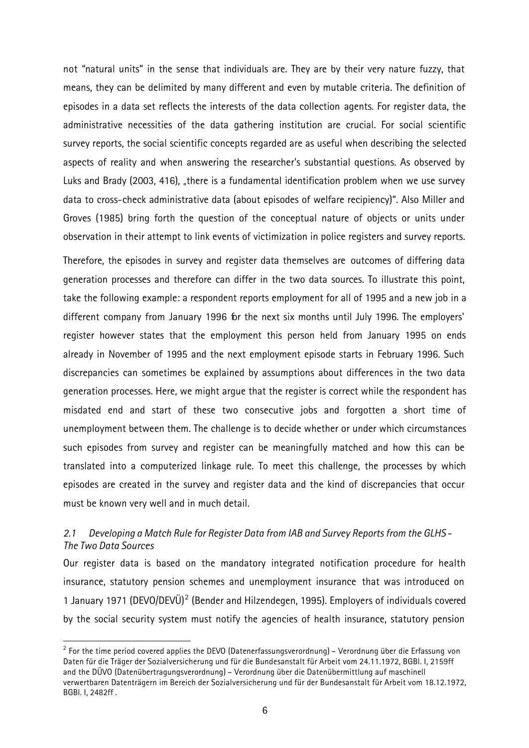not "natural units" in the sense that individuals are. They are by their very nature fuzzy, that means, they can be delimited by many different and even by mutable criteria. The definition of episodes in a data set reflects the interests of the data collection agents. For register data, the administrative necessities of the data gathering institution are crucial. For social scientific survey reports, the social scientific concepts regarded are as useful when describing the selected aspects of reality and when answering the researcher's substantial questions. As observed by Luks and Brady (2003, 416), „there is a fundamental identification problem when we use survey data to cross-check administrative data (about episodes of welfare recipiency)". Also Miller and Groves (1985) bring forth the question of the conceptual nature of objects or units under observation in their attempt to link events of victimization in police registers and survey reports.

Therefore, the episodes in survey and register data themselves are outcomes of differing data generation processes and therefore can differ in the two data sources. To illustrate this point, take the following example: a respondent reports employment for all of 1995 and a new job in a different company from January 1996 for the next six months until July 1996. The employers' register however states that the employment this person held from January 1995 on ends already in November of 1995 and the next employment episode starts in February 1996. Such discrepancies can sometimes be explained by assumptions about differences in the two data generation processes. Here, we might argue that the register is correct while the respondent has misdated end and start of these two consecutive jobs and forgotten a short time of unemployment between them. The challenge is to decide whether or under which circumstances such episodes from survey and register can be meaningfully matched and how this can be translated into a computerized linkage rule. To meet this challenge, the processes by which episodes are created in the survey and register data and the kind of discrepancies that occur must be known very well and in much detail.

### *2.1 Developing a Match Rule for Register Data from IAB and Survey Reports from the GLHS - The Two Data Sources*

Our register data is based on the mandatory integrated notification procedure for health insurance, statutory pension schemes and unemployment insurance that was introduced on 1 January 1971 (DEVO/DEVÜ)[2] (Bender and Hilzendegen, 1995). Employers of individuals covered by the social security system must notify the agencies of health insurance, statutory pension

---

[2] For the time period covered applies the DEVO (Datenerfassungsverordnung) – Verordnung über die Erfassung von Daten für die Träger der Sozialversicherung und für die Bundesanstalt für Arbeit vom 24.11.1972, BGBl. I, 2159ff and the DÜVO (Datenübertragungsverordnung) – Verordnung über die Datenübermittlung auf maschinell verwertbaren Datenträgern im Bereich der Sozialversicherung und für der Bundesanstalt für Arbeit vom 18.12.1972, BGBl. I, 2482ff .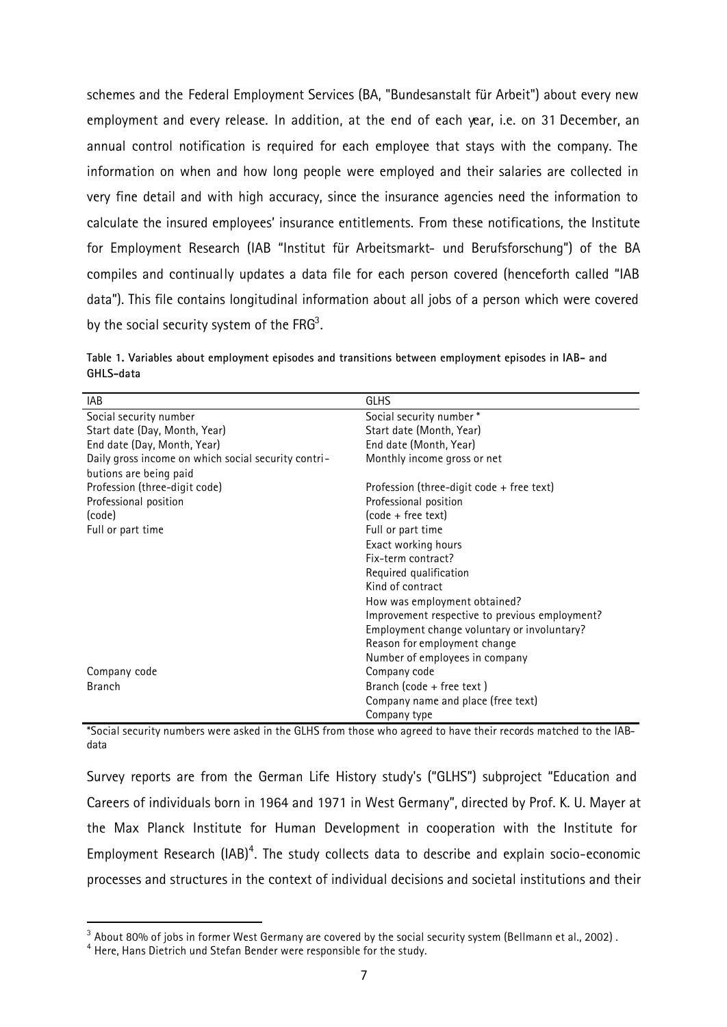schemes and the Federal Employment Services (BA, "Bundesanstalt für Arbeit") about every new employment and every release. In addition, at the end of each year, i.e. on 31 December, an annual control notification is required for each employee that stays with the company. The information on when and how long people were employed and their salaries are collected in very fine detail and with high accuracy, since the insurance agencies need the information to calculate the insured employees' insurance entitlements. From these notifications, the Institute for Employment Research (IAB "Institut für Arbeitsmarkt- und Berufsforschung") of the BA compiles and continually updates a data file for each person covered (henceforth called "IAB data"). This file contains longitudinal information about all jobs of a person which were covered by the social security system of the FRG[3].

**Table 1. Variables about employment episodes and transitions between employment episodes in IAB- and GHLS-data**

| IAB | GLHS |
|---|---|
| Social security number | Social security number * |
| Start date (Day, Month, Year) | Start date (Month, Year) |
| End date (Day, Month, Year) | End date (Month, Year) |
| Daily gross income on which social security contributions are being paid | Monthly income gross or net |
| Profession (three-digit code) | Profession (three-digit code + free text) |
| Professional position (code) | Professional position (code + free text) |
| Full or part time | Full or part time |
| | Exact working hours |
| | Fix-term contract? |
| | Required qualification |
| | Kind of contract |
| | How was employment obtained? |
| | Improvement respective to previous employment? |
| | Employment change voluntary or involuntary? |
| | Reason for employment change |
| | Number of employees in company |
| Company code | Company code |
| Branch | Branch (code + free text ) |
| | Company name and place (free text) |
| | Company type |

*Social security numbers were asked in the GLHS from those who agreed to have their records matched to the IAB-data

Survey reports are from the German Life History study's ("GLHS") subproject "Education and Careers of individuals born in 1964 and 1971 in West Germany", directed by Prof. K. U. Mayer at the Max Planck Institute for Human Development in cooperation with the Institute for Employment Research (IAB)[4]. The study collects data to describe and explain socio-economic processes and structures in the context of individual decisions and societal institutions and their

[3] About 80% of jobs in former West Germany are covered by the social security system (Bellmann et al., 2002) .

[4] Here, Hans Dietrich und Stefan Bender were responsible for the study.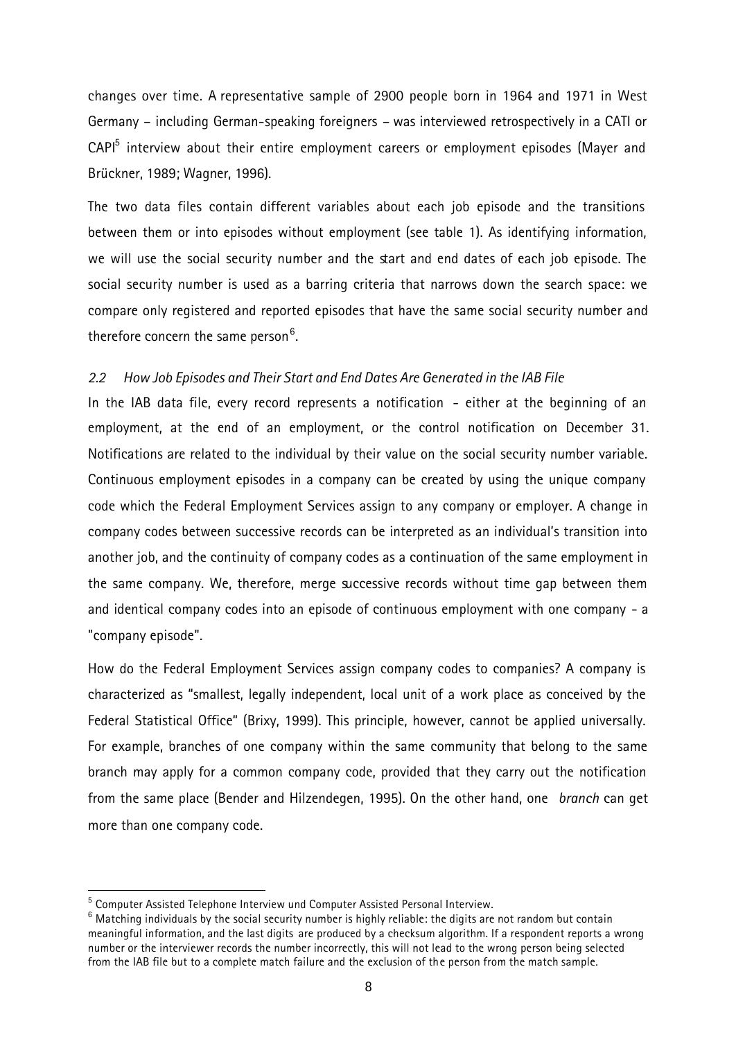changes over time. A representative sample of 2900 people born in 1964 and 1971 in West Germany – including German-speaking foreigners – was interviewed retrospectively in a CATI or CAPI[5] interview about their entire employment careers or employment episodes (Mayer and Brückner, 1989; Wagner, 1996).

The two data files contain different variables about each job episode and the transitions between them or into episodes without employment (see table 1). As identifying information, we will use the social security number and the start and end dates of each job episode. The social security number is used as a barring criteria that narrows down the search space: we compare only registered and reported episodes that have the same social security number and therefore concern the same person[6].

### *2.2 How Job Episodes and Their Start and End Dates Are Generated in the IAB File*

In the IAB data file, every record represents a notification - either at the beginning of an employment, at the end of an employment, or the control notification on December 31. Notifications are related to the individual by their value on the social security number variable. Continuous employment episodes in a company can be created by using the unique company code which the Federal Employment Services assign to any company or employer. A change in company codes between successive records can be interpreted as an individual's transition into another job, and the continuity of company codes as a continuation of the same employment in the same company. We, therefore, merge successive records without time gap between them and identical company codes into an episode of continuous employment with one company - a "company episode".

How do the Federal Employment Services assign company codes to companies? A company is characterized as "smallest, legally independent, local unit of a work place as conceived by the Federal Statistical Office" (Brixy, 1999). This principle, however, cannot be applied universally. For example, branches of one company within the same community that belong to the same branch may apply for a common company code, provided that they carry out the notification from the same place (Bender and Hilzendegen, 1995). On the other hand, one *branch* can get more than one company code.

---

[5] Computer Assisted Telephone Interview und Computer Assisted Personal Interview.

[6] Matching individuals by the social security number is highly reliable: the digits are not random but contain meaningful information, and the last digits are produced by a checksum algorithm. If a respondent reports a wrong number or the interviewer records the number incorrectly, this will not lead to the wrong person being selected from the IAB file but to a complete match failure and the exclusion of the person from the match sample.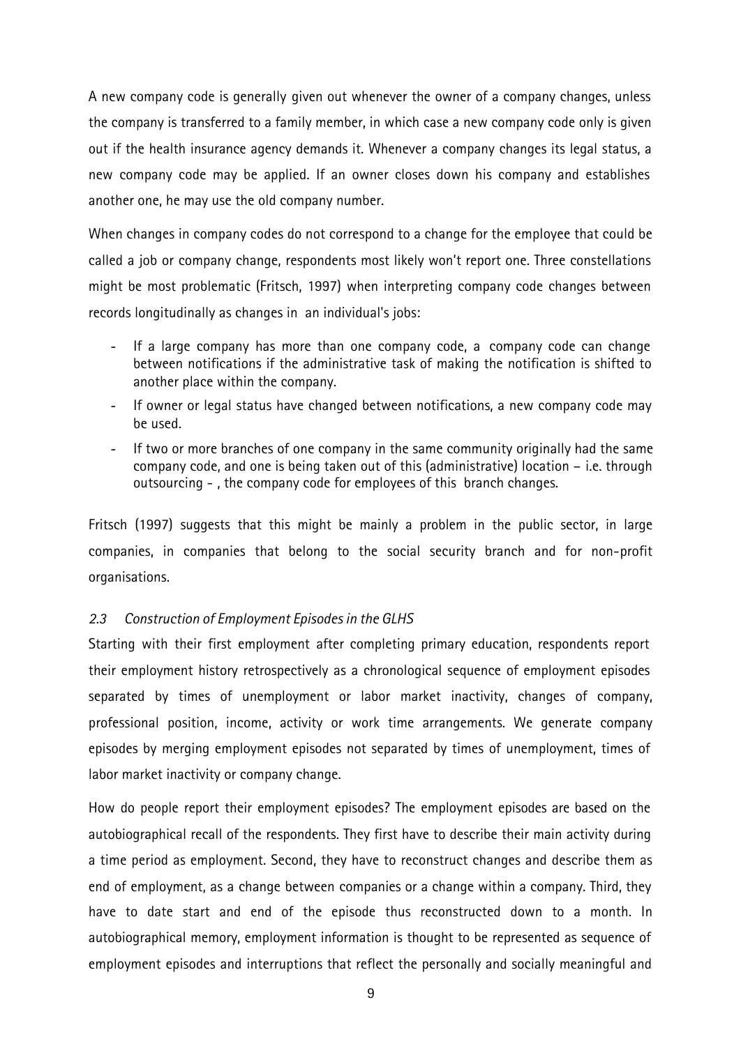A new company code is generally given out whenever the owner of a company changes, unless the company is transferred to a family member, in which case a new company code only is given out if the health insurance agency demands it. Whenever a company changes its legal status, a new company code may be applied. If an owner closes down his company and establishes another one, he may use the old company number.

When changes in company codes do not correspond to a change for the employee that could be called a job or company change, respondents most likely won't report one. Three constellations might be most problematic (Fritsch, 1997) when interpreting company code changes between records longitudinally as changes in an individual's jobs:

- If a large company has more than one company code, a company code can change between notifications if the administrative task of making the notification is shifted to another place within the company.
- If owner or legal status have changed between notifications, a new company code may be used.
- If two or more branches of one company in the same community originally had the same company code, and one is being taken out of this (administrative) location – i.e. through outsourcing - , the company code for employees of this branch changes.

Fritsch (1997) suggests that this might be mainly a problem in the public sector, in large companies, in companies that belong to the social security branch and for non-profit organisations.

### *2.3 Construction of Employment Episodes in the GLHS*

Starting with their first employment after completing primary education, respondents report their employment history retrospectively as a chronological sequence of employment episodes separated by times of unemployment or labor market inactivity, changes of company, professional position, income, activity or work time arrangements. We generate company episodes by merging employment episodes not separated by times of unemployment, times of labor market inactivity or company change.

How do people report their employment episodes? The employment episodes are based on the autobiographical recall of the respondents. They first have to describe their main activity during a time period as employment. Second, they have to reconstruct changes and describe them as end of employment, as a change between companies or a change within a company. Third, they have to date start and end of the episode thus reconstructed down to a month. In autobiographical memory, employment information is thought to be represented as sequence of employment episodes and interruptions that reflect the personally and socially meaningful and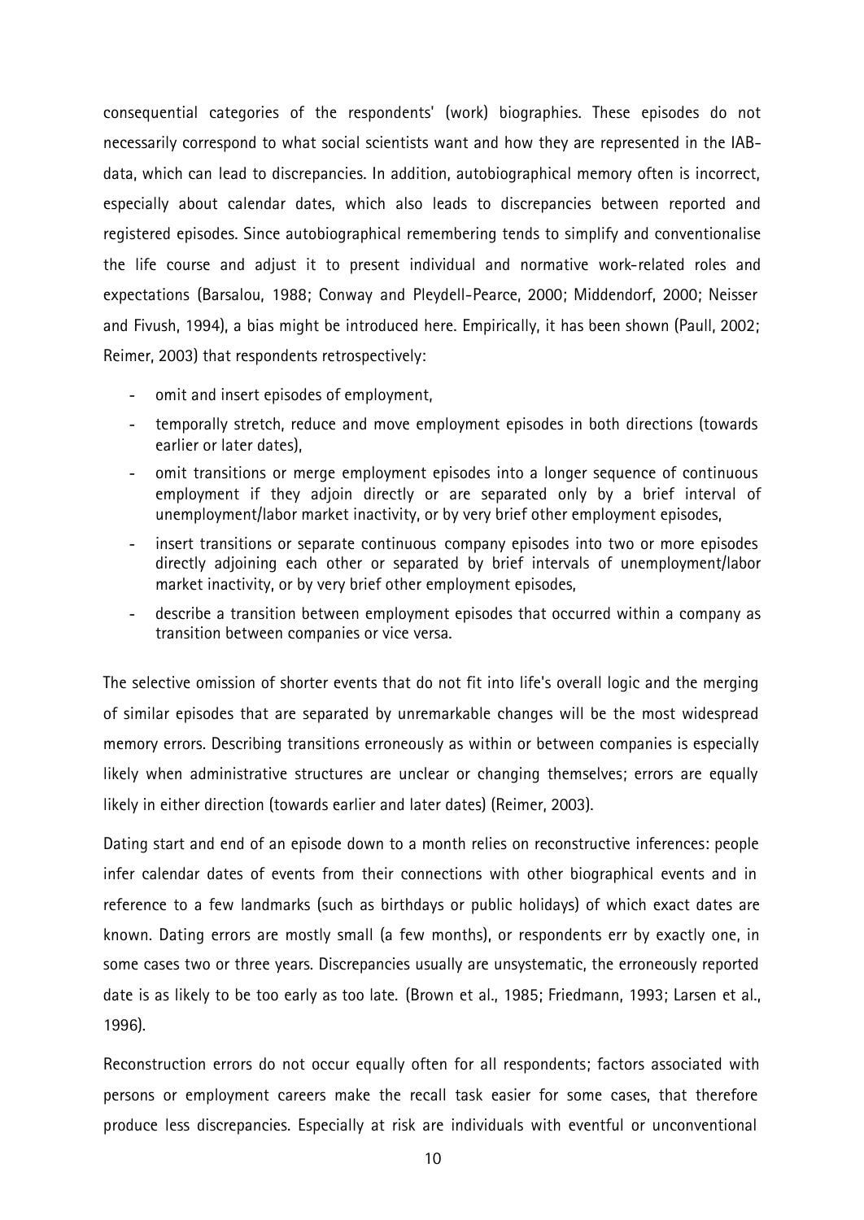consequential categories of the respondents' (work) biographies. These episodes do not necessarily correspond to what social scientists want and how they are represented in the IAB-data, which can lead to discrepancies. In addition, autobiographical memory often is incorrect, especially about calendar dates, which also leads to discrepancies between reported and registered episodes. Since autobiographical remembering tends to simplify and conventionalise the life course and adjust it to present individual and normative work-related roles and expectations (Barsalou, 1988; Conway and Pleydell-Pearce, 2000; Middendorf, 2000; Neisser and Fivush, 1994), a bias might be introduced here. Empirically, it has been shown (Paull, 2002; Reimer, 2003) that respondents retrospectively:

- omit and insert episodes of employment,
- temporally stretch, reduce and move employment episodes in both directions (towards earlier or later dates),
- omit transitions or merge employment episodes into a longer sequence of continuous employment if they adjoin directly or are separated only by a brief interval of unemployment/labor market inactivity, or by very brief other employment episodes,
- insert transitions or separate continuous company episodes into two or more episodes directly adjoining each other or separated by brief intervals of unemployment/labor market inactivity, or by very brief other employment episodes,
- describe a transition between employment episodes that occurred within a company as transition between companies or vice versa.

The selective omission of shorter events that do not fit into life's overall logic and the merging of similar episodes that are separated by unremarkable changes will be the most widespread memory errors. Describing transitions erroneously as within or between companies is especially likely when administrative structures are unclear or changing themselves; errors are equally likely in either direction (towards earlier and later dates) (Reimer, 2003).

Dating start and end of an episode down to a month relies on reconstructive inferences: people infer calendar dates of events from their connections with other biographical events and in reference to a few landmarks (such as birthdays or public holidays) of which exact dates are known. Dating errors are mostly small (a few months), or respondents err by exactly one, in some cases two or three years. Discrepancies usually are unsystematic, the erroneously reported date is as likely to be too early as too late. (Brown et al., 1985; Friedmann, 1993; Larsen et al., 1996).

Reconstruction errors do not occur equally often for all respondents; factors associated with persons or employment careers make the recall task easier for some cases, that therefore produce less discrepancies. Especially at risk are individuals with eventful or unconventional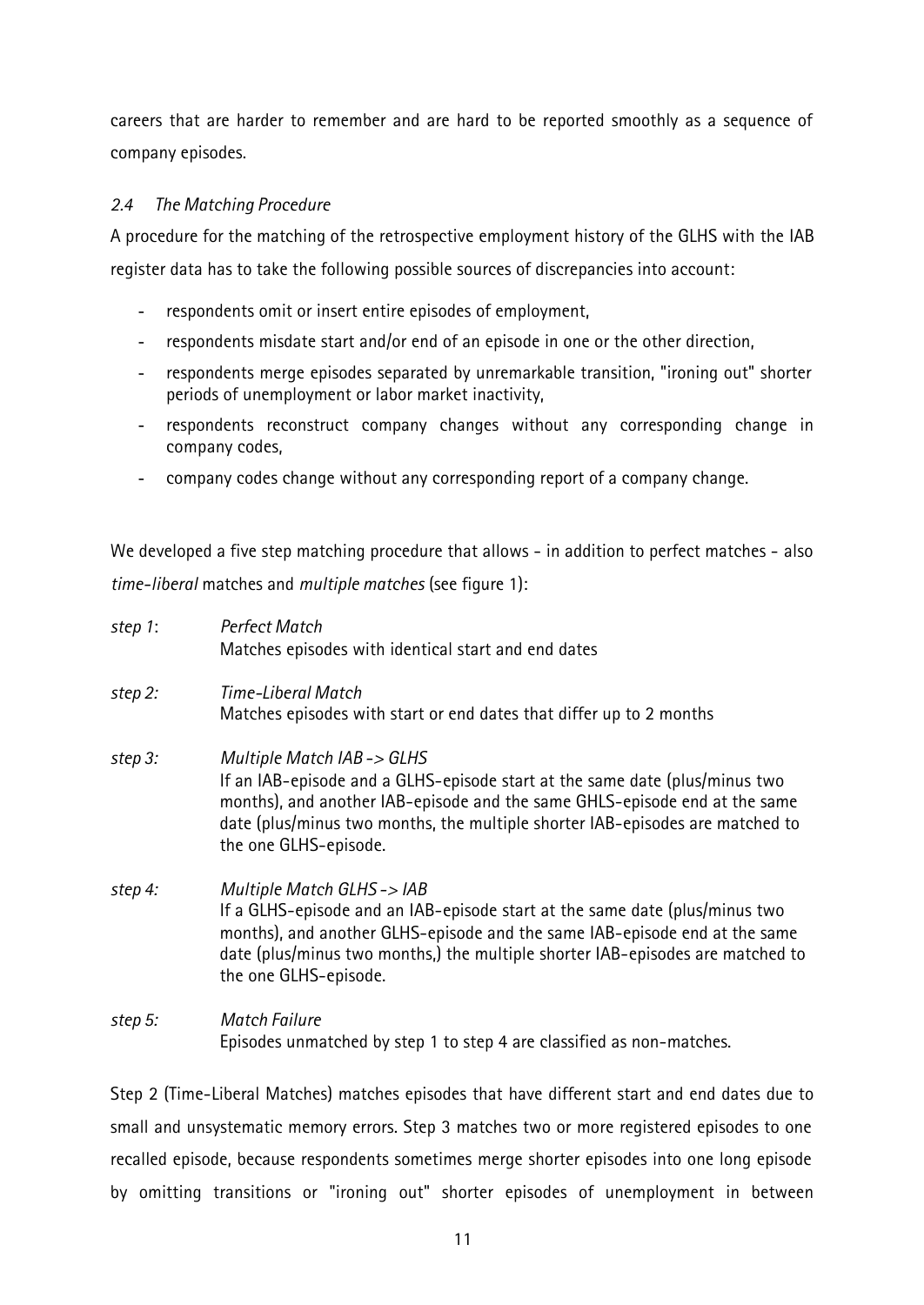careers that are harder to remember and are hard to be reported smoothly as a sequence of company episodes.

### *2.4 The Matching Procedure*

A procedure for the matching of the retrospective employment history of the GLHS with the IAB register data has to take the following possible sources of discrepancies into account:

- respondents omit or insert entire episodes of employment,
- respondents misdate start and/or end of an episode in one or the other direction,
- respondents merge episodes separated by unremarkable transition, "ironing out" shorter periods of unemployment or labor market inactivity,
- respondents reconstruct company changes without any corresponding change in company codes,
- company codes change without any corresponding report of a company change.

We developed a five step matching procedure that allows - in addition to perfect matches - also *time-liberal* matches and *multiple matches* (see figure 1):

*step 1*: *Perfect Match*
Matches episodes with identical start and end dates

*step 2:* *Time-Liberal Match*
Matches episodes with start or end dates that differ up to 2 months

*step 3:* *Multiple Match IAB -> GLHS*
If an IAB-episode and a GLHS-episode start at the same date (plus/minus two months), and another IAB-episode and the same GHLS-episode end at the same date (plus/minus two months, the multiple shorter IAB-episodes are matched to the one GLHS-episode.

*step 4:* *Multiple Match GLHS -> IAB*
If a GLHS-episode and an IAB-episode start at the same date (plus/minus two months), and another GLHS-episode and the same IAB-episode end at the same date (plus/minus two months,) the multiple shorter IAB-episodes are matched to the one GLHS-episode.

*step 5:* *Match Failure*
Episodes unmatched by step 1 to step 4 are classified as non-matches.

Step 2 (Time-Liberal Matches) matches episodes that have different start and end dates due to small and unsystematic memory errors. Step 3 matches two or more registered episodes to one recalled episode, because respondents sometimes merge shorter episodes into one long episode by omitting transitions or "ironing out" shorter episodes of unemployment in between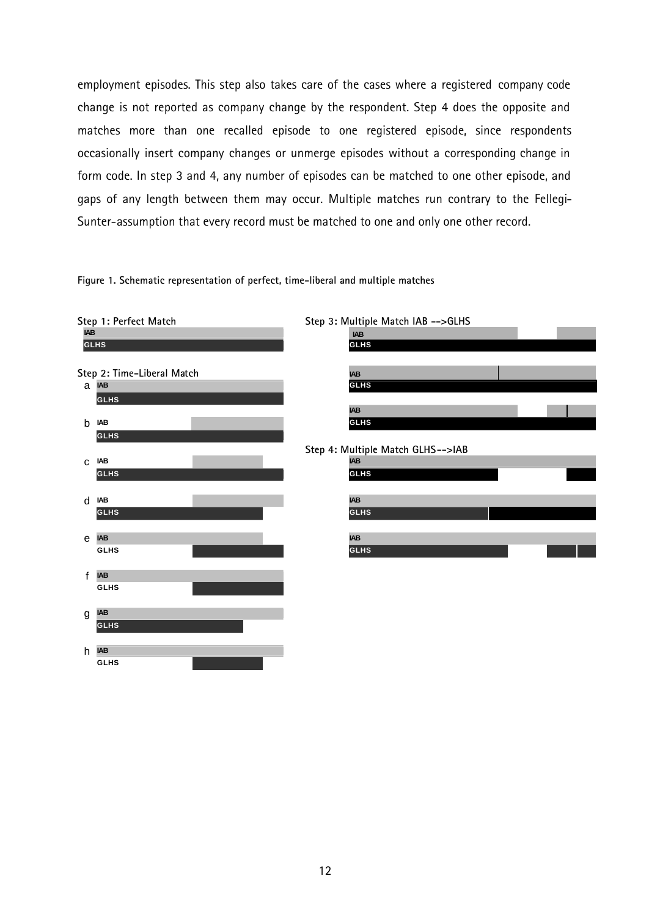employment episodes. This step also takes care of the cases where a registered company code change is not reported as company change by the respondent. Step 4 does the opposite and matches more than one recalled episode to one registered episode, since respondents occasionally insert company changes or unmerge episodes without a corresponding change in form code. In step 3 and 4, any number of episodes can be matched to one other episode, and gaps of any length between them may occur. Multiple matches run contrary to the Fellegi-Sunter-assumption that every record must be matched to one and only one other record.

**Figure 1. Schematic representation of perfect, time-liberal and multiple matches**

Step 1: Perfect Match
IAB
GLHS

Step 2: Time-Liberal Match
a IAB
GLHS
b IAB
GLHS
c IAB
GLHS
d IAB
GLHS
e IAB
GLHS
f IAB
GLHS
g IAB
GLHS
h IAB
GLHS

Step 3: Multiple Match IAB -->GLHS
IAB
GLHS
IAB
GLHS
IAB
GLHS

Step 4: Multiple Match GLHS-->IAB
IAB
GLHS
IAB
GLHS
IAB
GLHS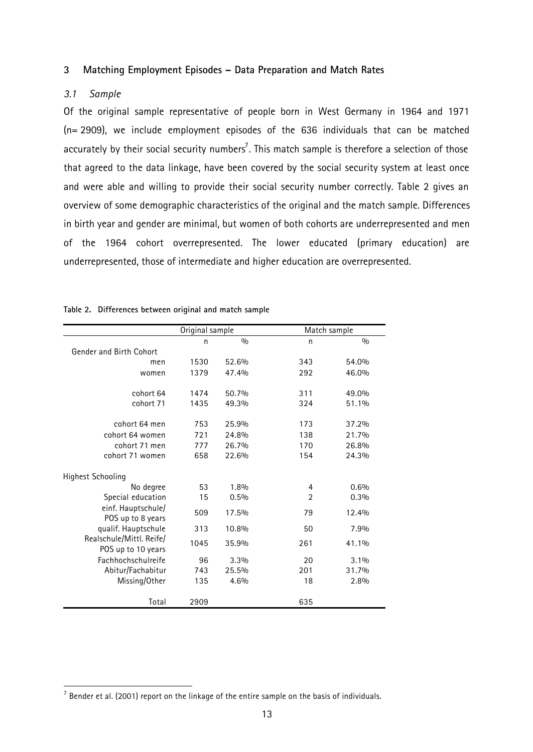## 3 Matching Employment Episodes – Data Preparation and Match Rates

### *3.1 Sample*

Of the original sample representative of people born in West Germany in 1964 and 1971 (n= 2909), we include employment episodes of the 636 individuals that can be matched accurately by their social security numbers[7]. This match sample is therefore a selection of those that agreed to the data linkage, have been covered by the social security system at least once and were able and willing to provide their social security number correctly. Table 2 gives an overview of some demographic characteristics of the original and the match sample. Differences in birth year and gender are minimal, but women of both cohorts are underrepresented and men of the 1964 cohort overrepresented. The lower educated (primary education) are underrepresented, those of intermediate and higher education are overrepresented.

**Table 2. Differences between original and match sample**

| | Original sample | | Match sample | |
|---|---|---|---|---|
| | n | % | n | % |
| Gender and Birth Cohort | | | | |
| men | 1530 | 52.6% | 343 | 54.0% |
| women | 1379 | 47.4% | 292 | 46.0% |
| cohort 64 | 1474 | 50.7% | 311 | 49.0% |
| cohort 71 | 1435 | 49.3% | 324 | 51.1% |
| cohort 64 men | 753 | 25.9% | 173 | 37.2% |
| cohort 64 women | 721 | 24.8% | 138 | 21.7% |
| cohort 71 men | 777 | 26.7% | 170 | 26.8% |
| cohort 71 women | 658 | 22.6% | 154 | 24.3% |
| Highest Schooling | | | | |
| No degree | 53 | 1.8% | 4 | 0.6% |
| Special education | 15 | 0.5% | 2 | 0.3% |
| einf. Hauptschule/ POS up to 8 years | 509 | 17.5% | 79 | 12.4% |
| qualif. Hauptschule | 313 | 10.8% | 50 | 7.9% |
| Realschule/Mittl. Reife/ POS up to 10 years | 1045 | 35.9% | 261 | 41.1% |
| Fachhochschulreife | 96 | 3.3% | 20 | 3.1% |
| Abitur/Fachabitur | 743 | 25.5% | 201 | 31.7% |
| Missing/Other | 135 | 4.6% | 18 | 2.8% |
| Total | 2909 | | 635 | |

[7] Bender et al. (2001) report on the linkage of the entire sample on the basis of individuals.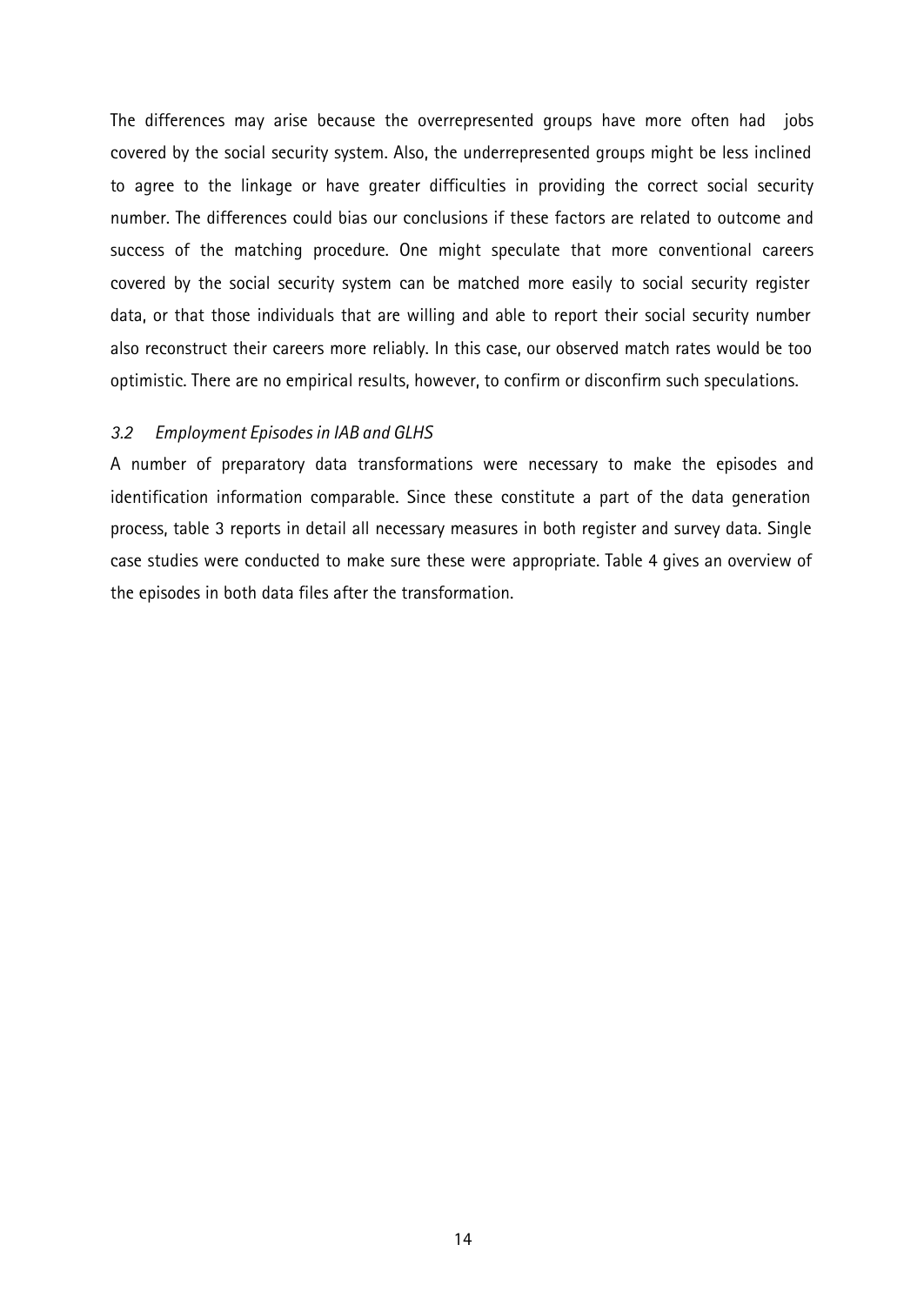The differences may arise because the overrepresented groups have more often had jobs covered by the social security system. Also, the underrepresented groups might be less inclined to agree to the linkage or have greater difficulties in providing the correct social security number. The differences could bias our conclusions if these factors are related to outcome and success of the matching procedure. One might speculate that more conventional careers covered by the social security system can be matched more easily to social security register data, or that those individuals that are willing and able to report their social security number also reconstruct their careers more reliably. In this case, our observed match rates would be too optimistic. There are no empirical results, however, to confirm or disconfirm such speculations.

### *3.2 Employment Episodes in IAB and GLHS*

A number of preparatory data transformations were necessary to make the episodes and identification information comparable. Since these constitute a part of the data generation process, table 3 reports in detail all necessary measures in both register and survey data. Single case studies were conducted to make sure these were appropriate. Table 4 gives an overview of the episodes in both data files after the transformation.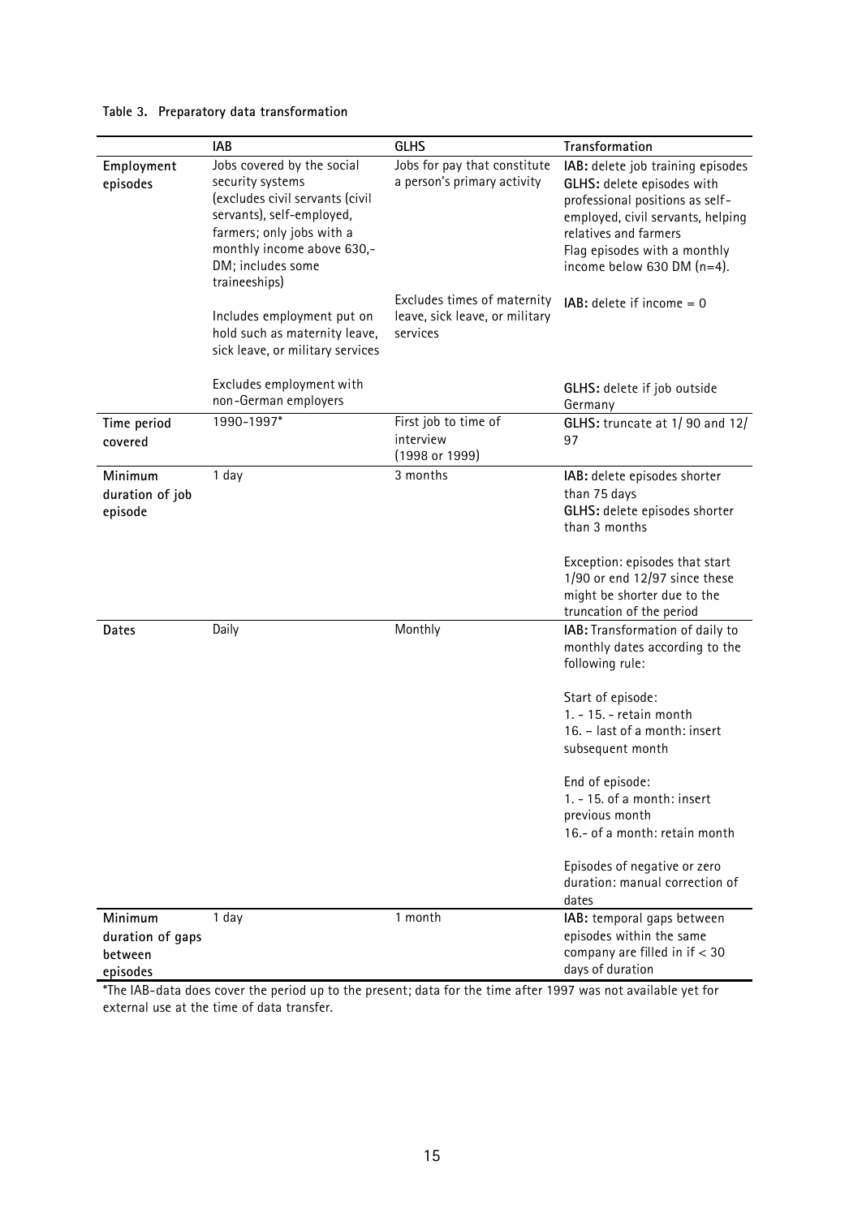**Table 3. Preparatory data transformation**

| | IAB | GLHS | Transformation |
|---|---|---|---|
| **Employment episodes** | Jobs covered by the social security systems (excludes civil servants (civil servants), self-employed, farmers; only jobs with a monthly income above 630,- DM; includes some traineeships) | Jobs for pay that constitute a person's primary activity | **IAB:** delete job training episodes<br>**GLHS:** delete episodes with professional positions as self-employed, civil servants, helping relatives and farmers<br>Flag episodes with a monthly income below 630 DM (n=4). |
| | Includes employment put on hold such as maternity leave, sick leave, or military services | Excludes times of maternity leave, sick leave, or military services | **IAB:** delete if income = 0 |
| | Excludes employment with non-German employers | | **GLHS:** delete if job outside Germany |
| **Time period covered** | 1990-1997* | First job to time of interview (1998 or 1999) | **GLHS:** truncate at 1/ 90 and 12/ 97 |
| **Minimum duration of job episode** | 1 day | 3 months | **IAB:** delete episodes shorter than 75 days<br>**GLHS:** delete episodes shorter than 3 months<br><br>Exception: episodes that start 1/90 or end 12/97 since these might be shorter due to the truncation of the period |
| **Dates** | Daily | Monthly | **IAB:** Transformation of daily to monthly dates according to the following rule:<br><br>Start of episode:<br>1. - 15. - retain month<br>16. – last of a month: insert subsequent month<br><br>End of episode:<br>1. - 15. of a month: insert previous month<br>16.- of a month: retain month<br><br>Episodes of negative or zero duration: manual correction of dates |
| **Minimum duration of gaps between episodes** | 1 day | 1 month | **IAB:** temporal gaps between episodes within the same company are filled in if < 30 days of duration |

*The IAB-data does cover the period up to the present; data for the time after 1997 was not available yet for external use at the time of data transfer.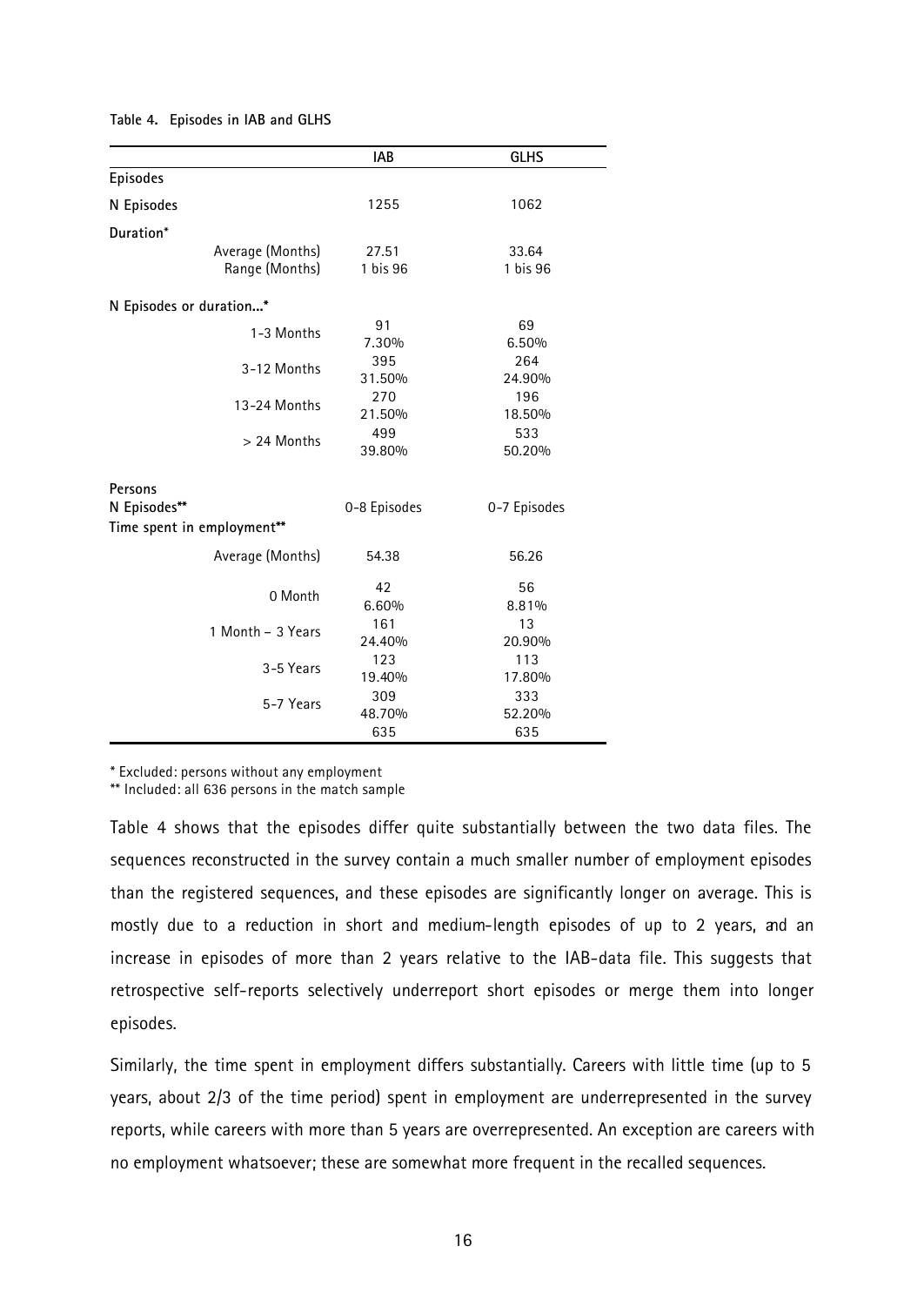**Table 4. Episodes in IAB and GLHS**

| | IAB | GLHS |
|---|---|---|
| **Episodes** | | |
| **N Episodes** | 1255 | 1062 |
| **Duration*** | | |
| Average (Months) | 27.51 | 33.64 |
| Range (Months) | 1 bis 96 | 1 bis 96 |
| **N Episodes or duration...*** | | |
| 1-3 Months | 91<br>7.30% | 69<br>6.50% |
| 3-12 Months | 395<br>31.50% | 264<br>24.90% |
| 13-24 Months | 270<br>21.50% | 196<br>18.50% |
| > 24 Months | 499<br>39.80% | 533<br>50.20% |
| **Persons** | | |
| **N Episodes**** | 0-8 Episodes | 0-7 Episodes |
| **Time spent in employment**** | | |
| Average (Months) | 54.38 | 56.26 |
| 0 Month | 42<br>6.60% | 56<br>8.81% |
| 1 Month – 3 Years | 161<br>24.40% | 13<br>20.90% |
| 3-5 Years | 123<br>19.40% | 113<br>17.80% |
| 5-7 Years | 309<br>48.70% | 333<br>52.20% |
| | 635 | 635 |

* Excluded: persons without any employment
** Included: all 636 persons in the match sample

Table 4 shows that the episodes differ quite substantially between the two data files. The sequences reconstructed in the survey contain a much smaller number of employment episodes than the registered sequences, and these episodes are significantly longer on average. This is mostly due to a reduction in short and medium-length episodes of up to 2 years, and an increase in episodes of more than 2 years relative to the IAB-data file. This suggests that retrospective self-reports selectively underreport short episodes or merge them into longer episodes.

Similarly, the time spent in employment differs substantially. Careers with little time (up to 5 years, about 2/3 of the time period) spent in employment are underrepresented in the survey reports, while careers with more than 5 years are overrepresented. An exception are careers with no employment whatsoever; these are somewhat more frequent in the recalled sequences.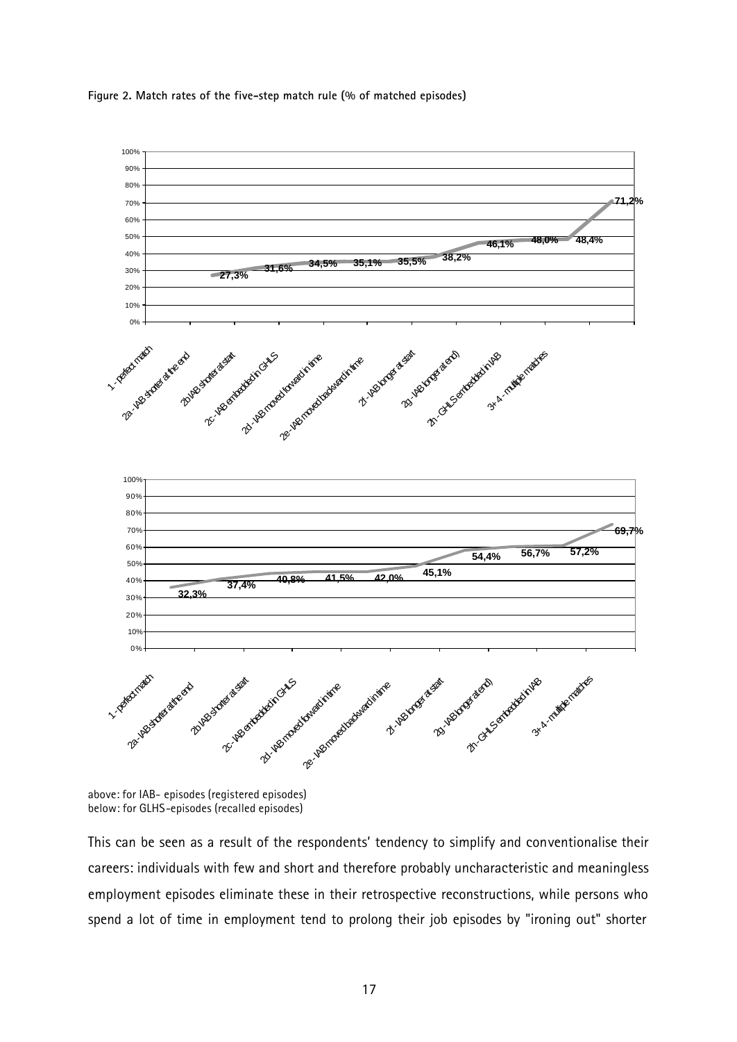**Figure 2. Match rates of the five-step match rule (% of matched episodes)**

above: for IAB- episodes (registered episodes)
below: for GLHS-episodes (recalled episodes)

This can be seen as a result of the respondents' tendency to simplify and conventionalise their careers: individuals with few and short and therefore probably uncharacteristic and meaningless employment episodes eliminate these in their retrospective reconstructions, while persons who spend a lot of time in employment tend to prolong their job episodes by "ironing out" shorter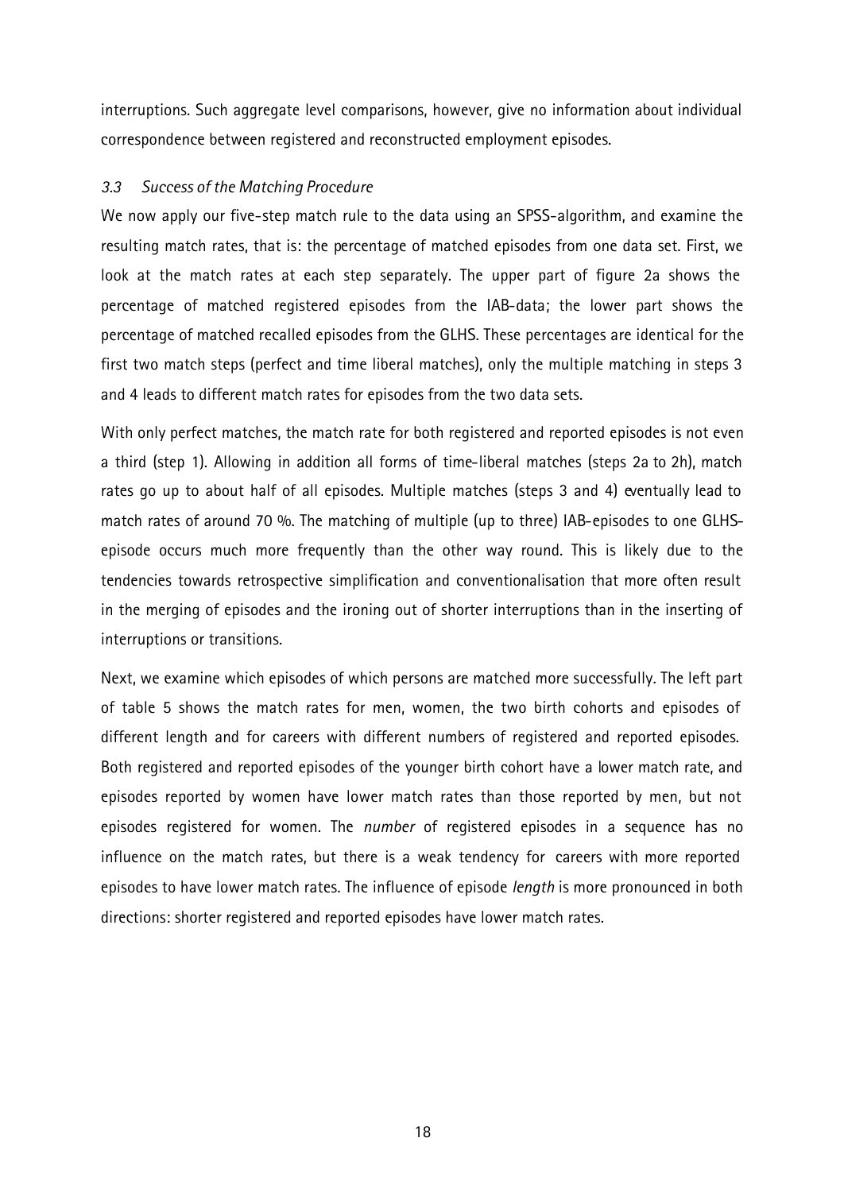interruptions. Such aggregate level comparisons, however, give no information about individual correspondence between registered and reconstructed employment episodes.

### *3.3 Success of the Matching Procedure*

We now apply our five-step match rule to the data using an SPSS-algorithm, and examine the resulting match rates, that is: the percentage of matched episodes from one data set. First, we look at the match rates at each step separately. The upper part of figure 2a shows the percentage of matched registered episodes from the IAB-data; the lower part shows the percentage of matched recalled episodes from the GLHS. These percentages are identical for the first two match steps (perfect and time liberal matches), only the multiple matching in steps 3 and 4 leads to different match rates for episodes from the two data sets.

With only perfect matches, the match rate for both registered and reported episodes is not even a third (step 1). Allowing in addition all forms of time-liberal matches (steps 2a to 2h), match rates go up to about half of all episodes. Multiple matches (steps 3 and 4) eventually lead to match rates of around 70 %. The matching of multiple (up to three) IAB-episodes to one GLHS-episode occurs much more frequently than the other way round. This is likely due to the tendencies towards retrospective simplification and conventionalisation that more often result in the merging of episodes and the ironing out of shorter interruptions than in the inserting of interruptions or transitions.

Next, we examine which episodes of which persons are matched more successfully. The left part of table 5 shows the match rates for men, women, the two birth cohorts and episodes of different length and for careers with different numbers of registered and reported episodes. Both registered and reported episodes of the younger birth cohort have a lower match rate, and episodes reported by women have lower match rates than those reported by men, but not episodes registered for women. The *number* of registered episodes in a sequence has no influence on the match rates, but there is a weak tendency for careers with more reported episodes to have lower match rates. The influence of episode *length* is more pronounced in both directions: shorter registered and reported episodes have lower match rates.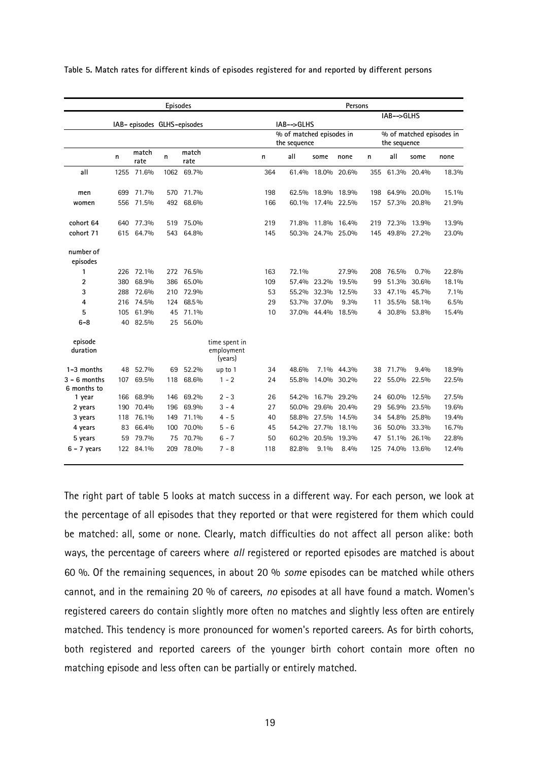**Table 5. Match rates for different kinds of episodes registered for and reported by different persons**

| | Episodes | | | | | Persons | | | | | | | |
|---|---|---|---|---|---|---|---|---|---|---|---|---|---|
| | IAB- episodes | | GLHS-episodes | | | IAB-->GLHS | | | | IAB-->GLHS | | | |
| | | | | | | | % of matched episodes in the sequence | | | | % of matched episodes in the sequence | | |
| | n | match rate | n | match rate | | n | all | some | none | n | all | some | none |
| all | 1255 | 71.6% | 1062 | 69.7% | | 364 | 61.4% | 18.0% | 20.6% | 355 | 61.3% | 20.4% | 18.3% |
| men | 699 | 71.7% | 570 | 71.7% | | 198 | 62.5% | 18.9% | 18.9% | 198 | 64.9% | 20.0% | 15.1% |
| women | 556 | 71.5% | 492 | 68.6% | | 166 | 60.1% | 17.4% | 22.5% | 157 | 57.3% | 20.8% | 21.9% |
| cohort 64 | 640 | 77.3% | 519 | 75.0% | | 219 | 71.8% | 11.8% | 16.4% | 219 | 72.3% | 13.9% | 13.9% |
| cohort 71 | 615 | 64.7% | 543 | 64.8% | | 145 | 50.3% | 24.7% | 25.0% | 145 | 49.8% | 27.2% | 23.0% |
| number of episodes | | | | | | | | | | | | | |
| 1 | 226 | 72.1% | 272 | 76.5% | | 163 | 72.1% | | 27.9% | 208 | 76.5% | 0.7% | 22.8% |
| 2 | 380 | 68.9% | 386 | 65.0% | | 109 | 57.4% | 23.2% | 19.5% | 99 | 51.3% | 30.6% | 18.1% |
| 3 | 288 | 72.6% | 210 | 72.9% | | 53 | 55.2% | 32.3% | 12.5% | 33 | 47.1% | 45.7% | 7.1% |
| 4 | 216 | 74.5% | 124 | 68.5% | | 29 | 53.7% | 37.0% | 9.3% | 11 | 35.5% | 58.1% | 6.5% |
| 5 | 105 | 61.9% | 45 | 71.1% | | 10 | 37.0% | 44.4% | 18.5% | 4 | 30.8% | 53.8% | 15.4% |
| 6-8 | 40 | 82.5% | 25 | 56.0% | | | | | | | | | |
| episode duration | | | | | time spent in employment (years) | | | | | | | | |
| 1-3 months | 48 | 52.7% | 69 | 52.2% | up to 1 | 34 | 48.6% | 7.1% | 44.3% | 38 | 71.7% | 9.4% | 18.9% |
| 3 - 6 months | 107 | 69.5% | 118 | 68.6% | 1 - 2 | 24 | 55.8% | 14.0% | 30.2% | 22 | 55.0% | 22.5% | 22.5% |
| 6 months to 1 year | 166 | 68.9% | 146 | 69.2% | 2 - 3 | 26 | 54.2% | 16.7% | 29.2% | 24 | 60.0% | 12.5% | 27.5% |
| 2 years | 190 | 70.4% | 196 | 69.9% | 3 - 4 | 27 | 50.0% | 29.6% | 20.4% | 29 | 56.9% | 23.5% | 19.6% |
| 3 years | 118 | 76.1% | 149 | 71.1% | 4 - 5 | 40 | 58.8% | 27.5% | 14.5% | 34 | 54.8% | 25.8% | 19.4% |
| 4 years | 83 | 66.4% | 100 | 70.0% | 5 - 6 | 45 | 54.2% | 27.7% | 18.1% | 36 | 50.0% | 33.3% | 16.7% |
| 5 years | 59 | 79.7% | 75 | 70.7% | 6 - 7 | 50 | 60.2% | 20.5% | 19.3% | 47 | 51.1% | 26.1% | 22.8% |
| 6 - 7 years | 122 | 84.1% | 209 | 78.0% | 7 - 8 | 118 | 82.8% | 9.1% | 8.4% | 125 | 74.0% | 13.6% | 12.4% |

The right part of table 5 looks at match success in a different way. For each person, we look at the percentage of all episodes that they reported or that were registered for them which could be matched: all, some or none. Clearly, match difficulties do not affect all person alike: both ways, the percentage of careers where *all* registered or reported episodes are matched is about 60 %. Of the remaining sequences, in about 20 % *some* episodes can be matched while others cannot, and in the remaining 20 % of careers, *no* episodes at all have found a match. Women's registered careers do contain slightly more often no matches and slightly less often are entirely matched. This tendency is more pronounced for women's reported careers. As for birth cohorts, both registered and reported careers of the younger birth cohort contain more often no matching episode and less often can be partially or entirely matched.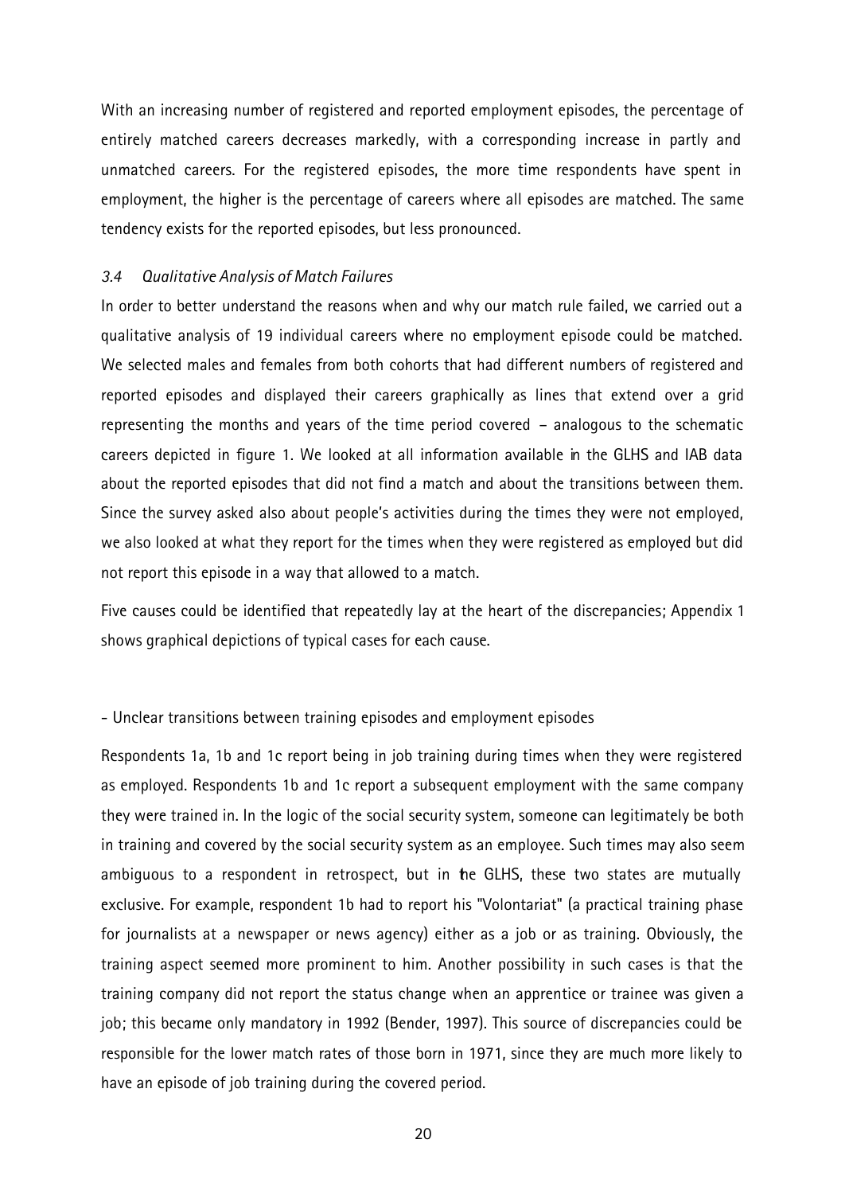With an increasing number of registered and reported employment episodes, the percentage of entirely matched careers decreases markedly, with a corresponding increase in partly and unmatched careers. For the registered episodes, the more time respondents have spent in employment, the higher is the percentage of careers where all episodes are matched. The same tendency exists for the reported episodes, but less pronounced.

### *3.4 Qualitative Analysis of Match Failures*

In order to better understand the reasons when and why our match rule failed, we carried out a qualitative analysis of 19 individual careers where no employment episode could be matched. We selected males and females from both cohorts that had different numbers of registered and reported episodes and displayed their careers graphically as lines that extend over a grid representing the months and years of the time period covered – analogous to the schematic careers depicted in figure 1. We looked at all information available in the GLHS and IAB data about the reported episodes that did not find a match and about the transitions between them. Since the survey asked also about people's activities during the times they were not employed, we also looked at what they report for the times when they were registered as employed but did not report this episode in a way that allowed to a match.

Five causes could be identified that repeatedly lay at the heart of the discrepancies; Appendix 1 shows graphical depictions of typical cases for each cause.

- Unclear transitions between training episodes and employment episodes

Respondents 1a, 1b and 1c report being in job training during times when they were registered as employed. Respondents 1b and 1c report a subsequent employment with the same company they were trained in. In the logic of the social security system, someone can legitimately be both in training and covered by the social security system as an employee. Such times may also seem ambiguous to a respondent in retrospect, but in the GLHS, these two states are mutually exclusive. For example, respondent 1b had to report his "Volontariat" (a practical training phase for journalists at a newspaper or news agency) either as a job or as training. Obviously, the training aspect seemed more prominent to him. Another possibility in such cases is that the training company did not report the status change when an apprentice or trainee was given a job; this became only mandatory in 1992 (Bender, 1997). This source of discrepancies could be responsible for the lower match rates of those born in 1971, since they are much more likely to have an episode of job training during the covered period.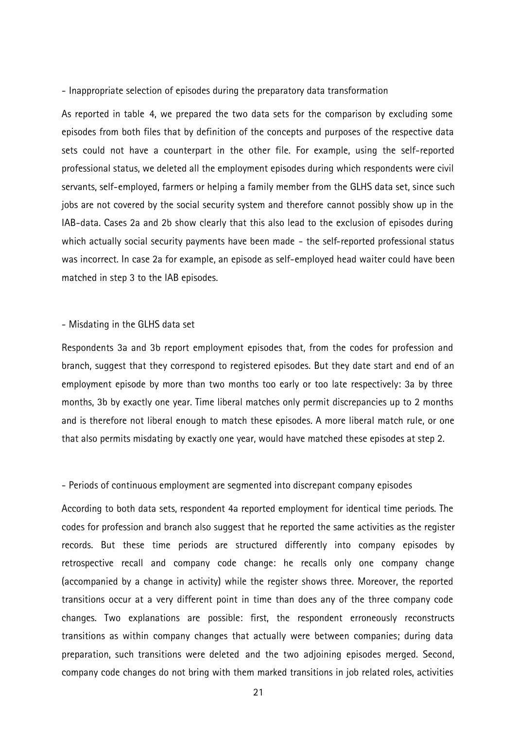- Inappropriate selection of episodes during the preparatory data transformation

As reported in table 4, we prepared the two data sets for the comparison by excluding some episodes from both files that by definition of the concepts and purposes of the respective data sets could not have a counterpart in the other file. For example, using the self-reported professional status, we deleted all the employment episodes during which respondents were civil servants, self-employed, farmers or helping a family member from the GLHS data set, since such jobs are not covered by the social security system and therefore cannot possibly show up in the IAB-data. Cases 2a and 2b show clearly that this also lead to the exclusion of episodes during which actually social security payments have been made - the self-reported professional status was incorrect. In case 2a for example, an episode as self-employed head waiter could have been matched in step 3 to the IAB episodes.

- Misdating in the GLHS data set

Respondents 3a and 3b report employment episodes that, from the codes for profession and branch, suggest that they correspond to registered episodes. But they date start and end of an employment episode by more than two months too early or too late respectively: 3a by three months, 3b by exactly one year. Time liberal matches only permit discrepancies up to 2 months and is therefore not liberal enough to match these episodes. A more liberal match rule, or one that also permits misdating by exactly one year, would have matched these episodes at step 2.

- Periods of continuous employment are segmented into discrepant company episodes

According to both data sets, respondent 4a reported employment for identical time periods. The codes for profession and branch also suggest that he reported the same activities as the register records. But these time periods are structured differently into company episodes by retrospective recall and company code change: he recalls only one company change (accompanied by a change in activity) while the register shows three. Moreover, the reported transitions occur at a very different point in time than does any of the three company code changes. Two explanations are possible: first, the respondent erroneously reconstructs transitions as within company changes that actually were between companies; during data preparation, such transitions were deleted and the two adjoining episodes merged. Second, company code changes do not bring with them marked transitions in job related roles, activities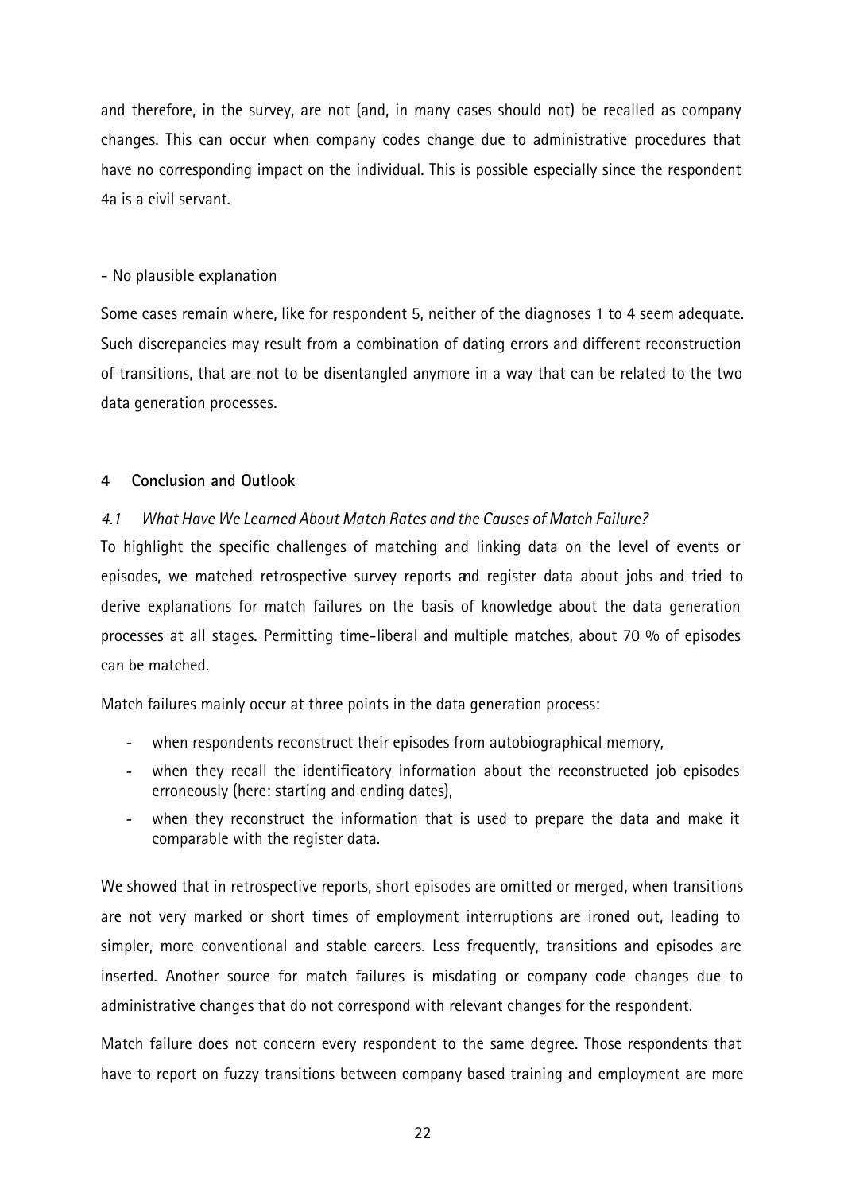and therefore, in the survey, are not (and, in many cases should not) be recalled as company changes. This can occur when company codes change due to administrative procedures that have no corresponding impact on the individual. This is possible especially since the respondent 4a is a civil servant.

- No plausible explanation

Some cases remain where, like for respondent 5, neither of the diagnoses 1 to 4 seem adequate. Such discrepancies may result from a combination of dating errors and different reconstruction of transitions, that are not to be disentangled anymore in a way that can be related to the two data generation processes.

## 4 Conclusion and Outlook

### *4.1 What Have We Learned About Match Rates and the Causes of Match Failure?*

To highlight the specific challenges of matching and linking data on the level of events or episodes, we matched retrospective survey reports and register data about jobs and tried to derive explanations for match failures on the basis of knowledge about the data generation processes at all stages. Permitting time-liberal and multiple matches, about 70 % of episodes can be matched.

Match failures mainly occur at three points in the data generation process:

- when respondents reconstruct their episodes from autobiographical memory,
- when they recall the identificatory information about the reconstructed job episodes erroneously (here: starting and ending dates),
- when they reconstruct the information that is used to prepare the data and make it comparable with the register data.

We showed that in retrospective reports, short episodes are omitted or merged, when transitions are not very marked or short times of employment interruptions are ironed out, leading to simpler, more conventional and stable careers. Less frequently, transitions and episodes are inserted. Another source for match failures is misdating or company code changes due to administrative changes that do not correspond with relevant changes for the respondent.

Match failure does not concern every respondent to the same degree. Those respondents that have to report on fuzzy transitions between company based training and employment are more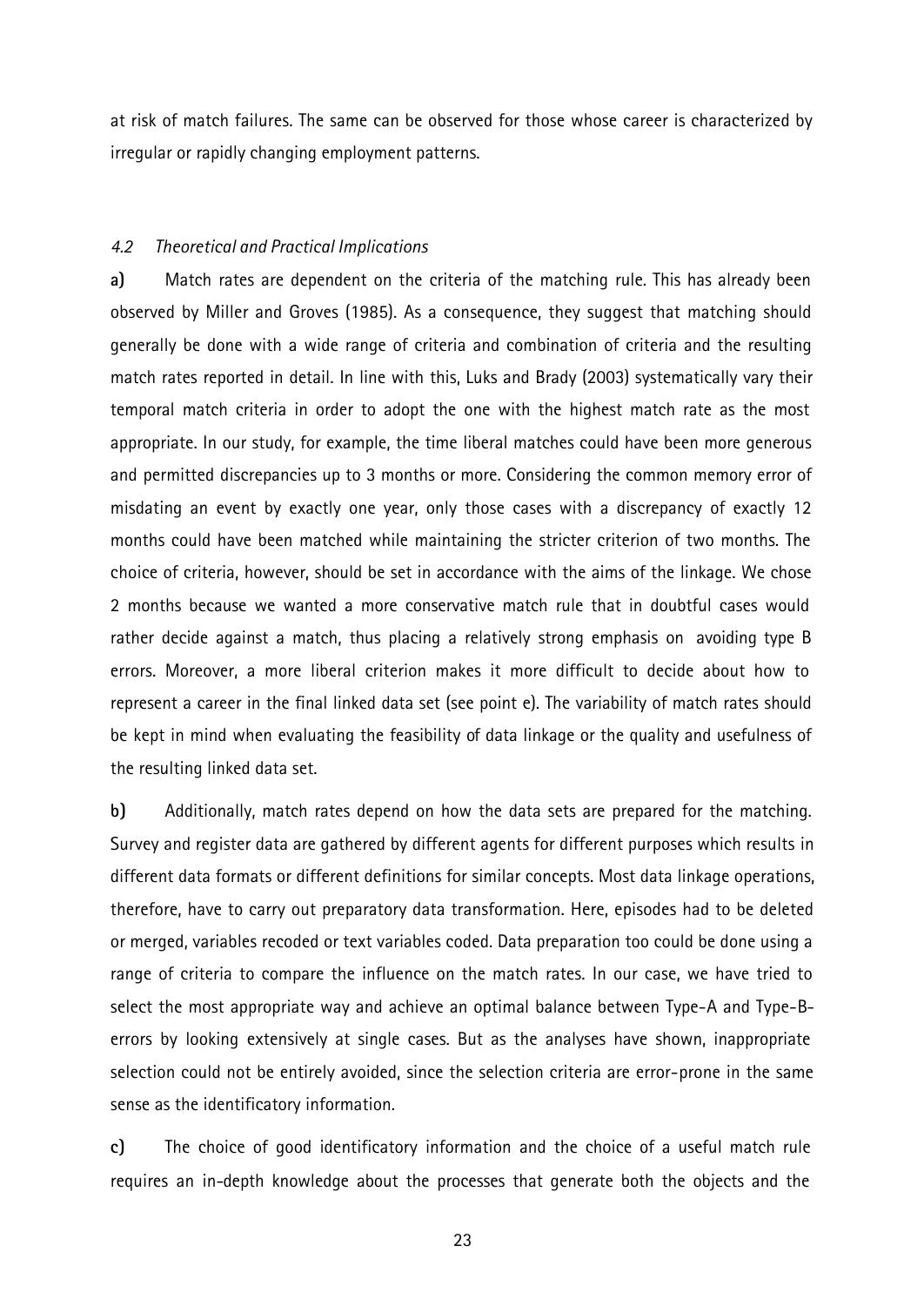at risk of match failures. The same can be observed for those whose career is characterized by irregular or rapidly changing employment patterns.

### *4.2 Theoretical and Practical Implications*

**a)** Match rates are dependent on the criteria of the matching rule. This has already been observed by Miller and Groves (1985). As a consequence, they suggest that matching should generally be done with a wide range of criteria and combination of criteria and the resulting match rates reported in detail. In line with this, Luks and Brady (2003) systematically vary their temporal match criteria in order to adopt the one with the highest match rate as the most appropriate. In our study, for example, the time liberal matches could have been more generous and permitted discrepancies up to 3 months or more. Considering the common memory error of misdating an event by exactly one year, only those cases with a discrepancy of exactly 12 months could have been matched while maintaining the stricter criterion of two months. The choice of criteria, however, should be set in accordance with the aims of the linkage. We chose 2 months because we wanted a more conservative match rule that in doubtful cases would rather decide against a match, thus placing a relatively strong emphasis on avoiding type B errors. Moreover, a more liberal criterion makes it more difficult to decide about how to represent a career in the final linked data set (see point e). The variability of match rates should be kept in mind when evaluating the feasibility of data linkage or the quality and usefulness of the resulting linked data set.

**b)** Additionally, match rates depend on how the data sets are prepared for the matching. Survey and register data are gathered by different agents for different purposes which results in different data formats or different definitions for similar concepts. Most data linkage operations, therefore, have to carry out preparatory data transformation. Here, episodes had to be deleted or merged, variables recoded or text variables coded. Data preparation too could be done using a range of criteria to compare the influence on the match rates. In our case, we have tried to select the most appropriate way and achieve an optimal balance between Type-A and Type-B-errors by looking extensively at single cases. But as the analyses have shown, inappropriate selection could not be entirely avoided, since the selection criteria are error-prone in the same sense as the identificatory information.

**c)** The choice of good identificatory information and the choice of a useful match rule requires an in-depth knowledge about the processes that generate both the objects and the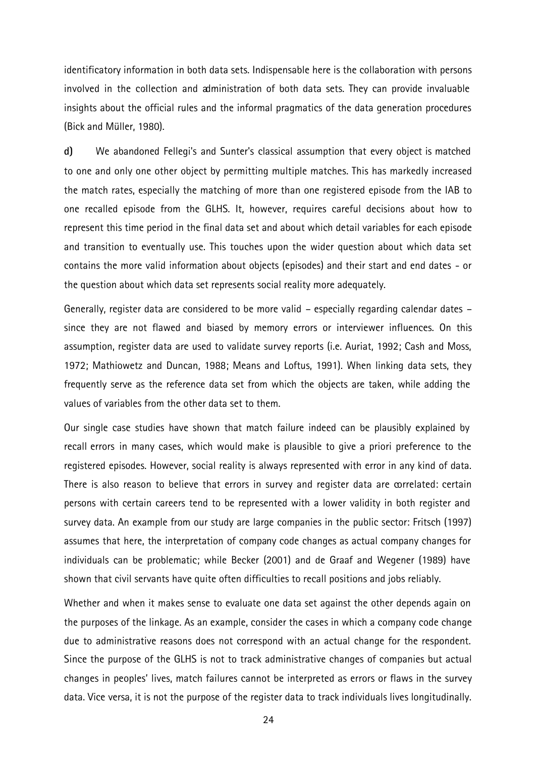identificatory information in both data sets. Indispensable here is the collaboration with persons involved in the collection and administration of both data sets. They can provide invaluable insights about the official rules and the informal pragmatics of the data generation procedures (Bick and Müller, 1980).

**d)** We abandoned Fellegi's and Sunter's classical assumption that every object is matched to one and only one other object by permitting multiple matches. This has markedly increased the match rates, especially the matching of more than one registered episode from the IAB to one recalled episode from the GLHS. It, however, requires careful decisions about how to represent this time period in the final data set and about which detail variables for each episode and transition to eventually use. This touches upon the wider question about which data set contains the more valid information about objects (episodes) and their start and end dates - or the question about which data set represents social reality more adequately.

Generally, register data are considered to be more valid – especially regarding calendar dates – since they are not flawed and biased by memory errors or interviewer influences. On this assumption, register data are used to validate survey reports (i.e. Auriat, 1992; Cash and Moss, 1972; Mathiowetz and Duncan, 1988; Means and Loftus, 1991). When linking data sets, they frequently serve as the reference data set from which the objects are taken, while adding the values of variables from the other data set to them.

Our single case studies have shown that match failure indeed can be plausibly explained by recall errors in many cases, which would make is plausible to give a priori preference to the registered episodes. However, social reality is always represented with error in any kind of data. There is also reason to believe that errors in survey and register data are correlated: certain persons with certain careers tend to be represented with a lower validity in both register and survey data. An example from our study are large companies in the public sector: Fritsch (1997) assumes that here, the interpretation of company code changes as actual company changes for individuals can be problematic; while Becker (2001) and de Graaf and Wegener (1989) have shown that civil servants have quite often difficulties to recall positions and jobs reliably.

Whether and when it makes sense to evaluate one data set against the other depends again on the purposes of the linkage. As an example, consider the cases in which a company code change due to administrative reasons does not correspond with an actual change for the respondent. Since the purpose of the GLHS is not to track administrative changes of companies but actual changes in peoples' lives, match failures cannot be interpreted as errors or flaws in the survey data. Vice versa, it is not the purpose of the register data to track individuals lives longitudinally.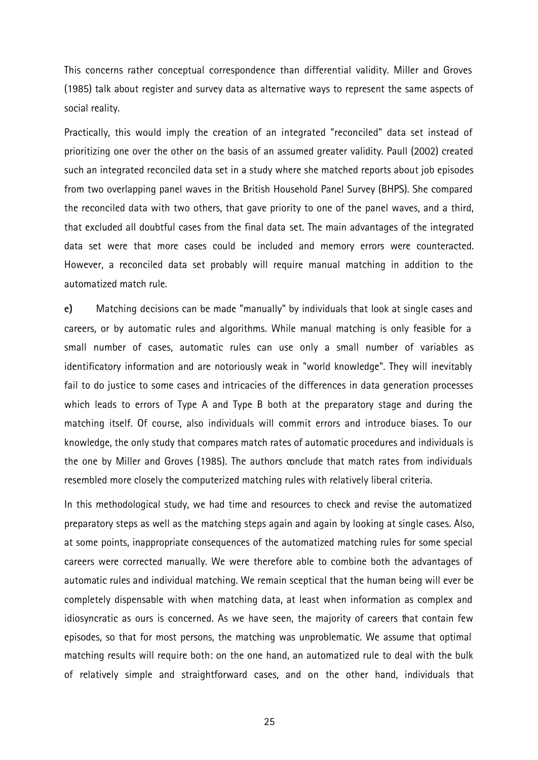This concerns rather conceptual correspondence than differential validity. Miller and Groves (1985) talk about register and survey data as alternative ways to represent the same aspects of social reality.

Practically, this would imply the creation of an integrated "reconciled" data set instead of prioritizing one over the other on the basis of an assumed greater validity. Paull (2002) created such an integrated reconciled data set in a study where she matched reports about job episodes from two overlapping panel waves in the British Household Panel Survey (BHPS). She compared the reconciled data with two others, that gave priority to one of the panel waves, and a third, that excluded all doubtful cases from the final data set. The main advantages of the integrated data set were that more cases could be included and memory errors were counteracted. However, a reconciled data set probably will require manual matching in addition to the automatized match rule.

**e)** Matching decisions can be made "manually" by individuals that look at single cases and careers, or by automatic rules and algorithms. While manual matching is only feasible for a small number of cases, automatic rules can use only a small number of variables as identificatory information and are notoriously weak in "world knowledge". They will inevitably fail to do justice to some cases and intricacies of the differences in data generation processes which leads to errors of Type A and Type B both at the preparatory stage and during the matching itself. Of course, also individuals will commit errors and introduce biases. To our knowledge, the only study that compares match rates of automatic procedures and individuals is the one by Miller and Groves (1985). The authors conclude that match rates from individuals resembled more closely the computerized matching rules with relatively liberal criteria.

In this methodological study, we had time and resources to check and revise the automatized preparatory steps as well as the matching steps again and again by looking at single cases. Also, at some points, inappropriate consequences of the automatized matching rules for some special careers were corrected manually. We were therefore able to combine both the advantages of automatic rules and individual matching. We remain sceptical that the human being will ever be completely dispensable with when matching data, at least when information as complex and idiosyncratic as ours is concerned. As we have seen, the majority of careers that contain few episodes, so that for most persons, the matching was unproblematic. We assume that optimal matching results will require both: on the one hand, an automatized rule to deal with the bulk of relatively simple and straightforward cases, and on the other hand, individuals that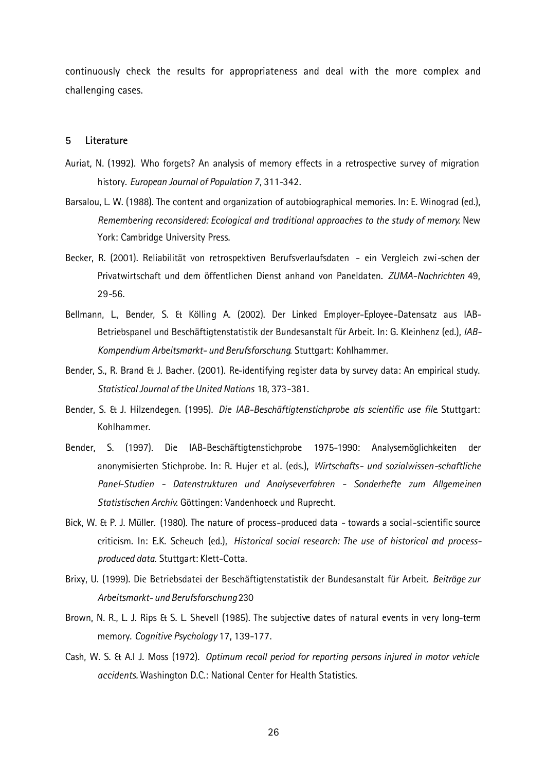continuously check the results for appropriateness and deal with the more complex and challenging cases.

## 5 Literature

Auriat, N. (1992). Who forgets? An analysis of memory effects in a retrospective survey of migration history. *European Journal of Population 7*, 311-342.

Barsalou, L. W. (1988). The content and organization of autobiographical memories. In: E. Winograd (ed.), *Remembering reconsidered: Ecological and traditional approaches to the study of memory.* New York: Cambridge University Press.

Becker, R. (2001). Reliabilität von retrospektiven Berufsverlaufsdaten - ein Vergleich zwi-schen der Privatwirtschaft und dem öffentlichen Dienst anhand von Paneldaten. *ZUMA-Nachrichten* 49, 29-56.

Bellmann, L., Bender, S. & Kölling A. (2002). Der Linked Employer-Eployee-Datensatz aus IAB-Betriebspanel und Beschäftigtenstatistik der Bundesanstalt für Arbeit. In: G. Kleinhenz (ed.), *IAB-Kompendium Arbeitsmarkt- und Berufsforschung.* Stuttgart: Kohlhammer.

Bender, S., R. Brand & J. Bacher. (2001). Re-identifying register data by survey data: An empirical study. *Statistical Journal of the United Nations* 18, 373-381.

Bender, S. & J. Hilzendegen. (1995). *Die IAB-Beschäftigtenstichprobe als scientific use file.* Stuttgart: Kohlhammer.

Bender, S. (1997). Die IAB-Beschäftigtenstichprobe 1975-1990: Analysemöglichkeiten der anonymisierten Stichprobe. In: R. Hujer et al. (eds.), *Wirtschafts- und sozialwissen-schaftliche Panel-Studien - Datenstrukturen und Analyseverfahren - Sonderhefte zum Allgemeinen Statistischen Archiv.* Göttingen: Vandenhoeck und Ruprecht.

Bick, W. & P. J. Müller. (1980). The nature of process-produced data - towards a social-scientific source criticism. In: E.K. Scheuch (ed.), *Historical social research: The use of historical and process-produced data.* Stuttgart: Klett-Cotta.

Brixy, U. (1999). Die Betriebsdatei der Beschäftigtenstatistik der Bundesanstalt für Arbeit. *Beiträge zur Arbeitsmarkt- und Berufsforschung* 230

Brown, N. R., L. J. Rips & S. L. Shevell (1985). The subjective dates of natural events in very long-term memory. *Cognitive Psychology* 17, 139-177.

Cash, W. S. & A.l J. Moss (1972). *Optimum recall period for reporting persons injured in motor vehicle accidents.* Washington D.C.: National Center for Health Statistics.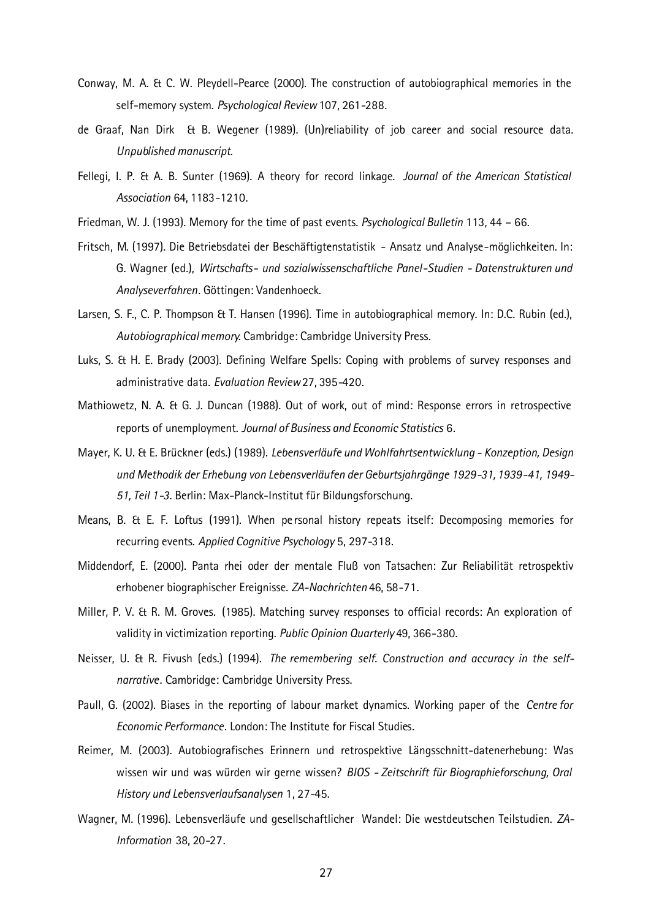Conway, M. A. & C. W. Pleydell-Pearce (2000). The construction of autobiographical memories in the self-memory system. *Psychological Review* 107, 261-288.

de Graaf, Nan Dirk & B. Wegener (1989). (Un)reliability of job career and social resource data. *Unpublished manuscript.*

Fellegi, I. P. & A. B. Sunter (1969). A theory for record linkage. *Journal of the American Statistical Association* 64, 1183-1210.

Friedman, W. J. (1993). Memory for the time of past events. *Psychological Bulletin* 113, 44 – 66.

Fritsch, M. (1997). Die Betriebsdatei der Beschäftigtenstatistik - Ansatz und Analyse-möglichkeiten. In: G. Wagner (ed.), *Wirtschafts- und sozialwissenschaftliche Panel-Studien - Datenstrukturen und Analyseverfahren*. Göttingen: Vandenhoeck.

Larsen, S. F., C. P. Thompson & T. Hansen (1996). Time in autobiographical memory. In: D.C. Rubin (ed.), *Autobiographical memory*. Cambridge: Cambridge University Press.

Luks, S. & H. E. Brady (2003). Defining Welfare Spells: Coping with problems of survey responses and administrative data. *Evaluation Review* 27, 395–420.

Mathiowetz, N. A. & G. J. Duncan (1988). Out of work, out of mind: Response errors in retrospective reports of unemployment. *Journal of Business and Economic Statistics* 6.

Mayer, K. U. & E. Brückner (eds.) (1989). *Lebensverläufe und Wohlfahrtsentwicklung - Konzeption, Design und Methodik der Erhebung von Lebensverläufen der Geburtsjahrgänge 1929-31, 1939-41, 1949-51, Teil 1-3*. Berlin: Max-Planck-Institut für Bildungsforschung.

Means, B. & E. F. Loftus (1991). When personal history repeats itself: Decomposing memories for recurring events. *Applied Cognitive Psychology* 5, 297-318.

Middendorf, E. (2000). Panta rhei oder der mentale Fluß von Tatsachen: Zur Reliabilität retrospektiv erhobener biographischer Ereignisse. *ZA-Nachrichten* 46, 58-71.

Miller, P. V. & R. M. Groves. (1985). Matching survey responses to official records: An exploration of validity in victimization reporting. *Public Opinion Quarterly* 49, 366-380.

Neisser, U. & R. Fivush (eds.) (1994). *The remembering self. Construction and accuracy in the self-narrative*. Cambridge: Cambridge University Press.

Paull, G. (2002). Biases in the reporting of labour market dynamics. Working paper of the *Centre for Economic Performance*. London: The Institute for Fiscal Studies.

Reimer, M. (2003). Autobiografisches Erinnern und retrospektive Längsschnitt-datenerhebung: Was wissen wir und was würden wir gerne wissen? *BIOS - Zeitschrift für Biographieforschung, Oral History und Lebensverlaufsanalysen* 1, 27-45.

Wagner, M. (1996). Lebensverläufe und gesellschaftlicher Wandel: Die westdeutschen Teilstudien. *ZA-Information* 38, 20-27.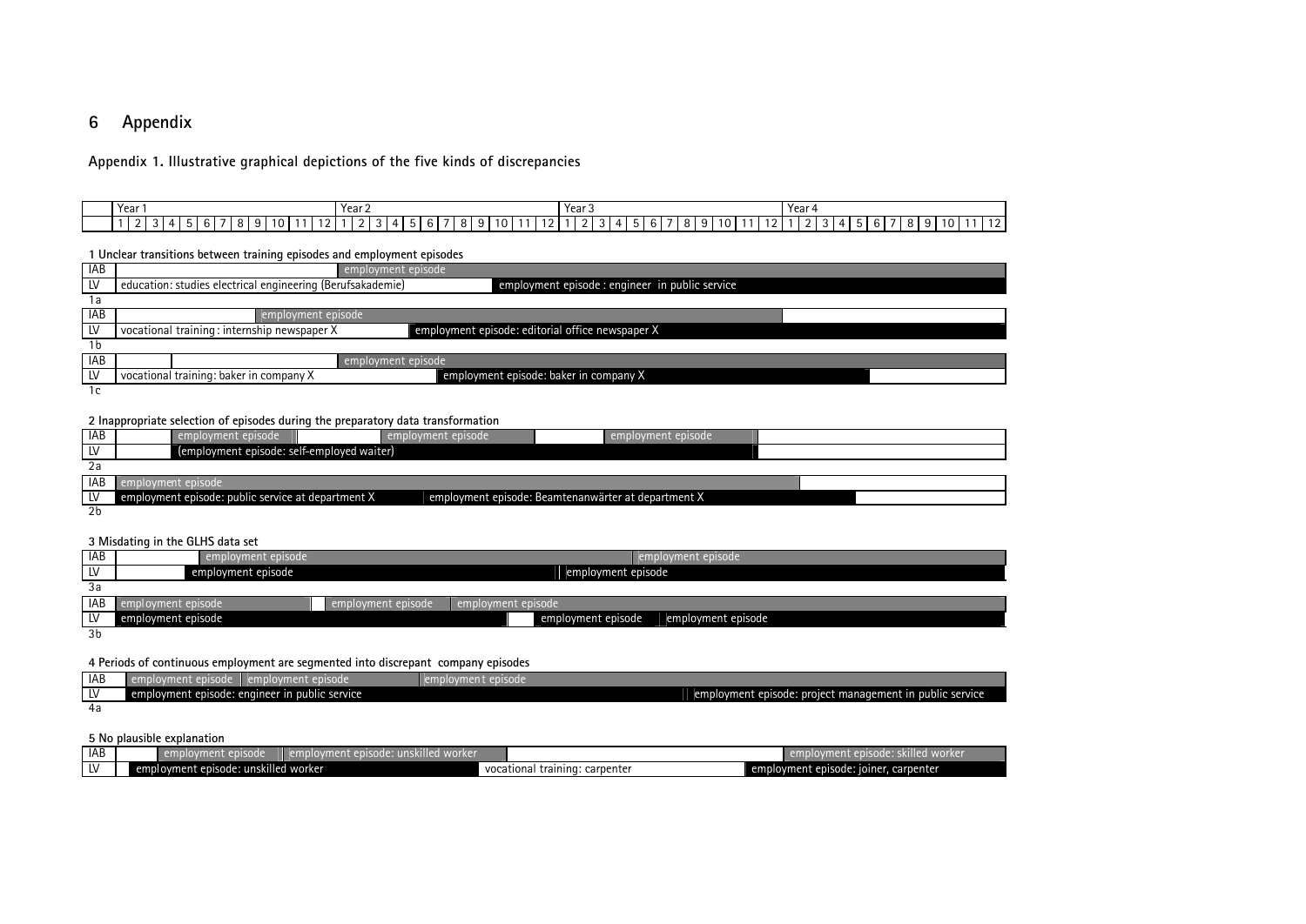# 6 Appendix

## Appendix 1. Illustrative graphical depictions of the five kinds of discrepancies

Year 1 Year 2 Year 3 Year 4

1 2 3 4 5 6 7 8 9 10 11 12 1 2 3 4 5 6 7 8 9 10 11 12 1 2 3 4 5 6 7 8 9 10 11 12 1 2 3 4 5 6 7 8 9 10 11 12

**1 Unclear transitions between training episodes and employment episodes**

IAB employment episode

LV education: studies electrical engineering (Berufsakademie) employment episode : engineer in public service

1a

IAB employment episode

LV vocational training : internship newspaper X employment episode: editorial office newspaper X

1b

IAB employment episode

LV vocational training: baker in company X employment episode: baker in company X

1c

**2 Inappropriate selection of episodes during the preparatory data transformation**

IAB employment episode employment episode employment episode

LV (employment episode: self-employed waiter)

2a

IAB employment episode

LV employment episode: public service at department X employment episode: Beamtenanwärter at department X

2b

**3 Misdating in the GLHS data set**

IAB employment episode employment episode

LV employment episode employment episode

3a

IAB employment episode employment episode employment episode

LV employment episode employment episode employment episode

3b

**4 Periods of continuous employment are segmented into discrepant company episodes**

IAB employment episode employment episode employment episode

LV employment episode: engineer in public service employment episode: project management in public service

4a

**5 No plausible explanation**

IAB employment episode employment episode: unskilled worker employment episode: skilled worker

LV employment episode: unskilled worker vocational training: carpenter employment episode: joiner, carpenter